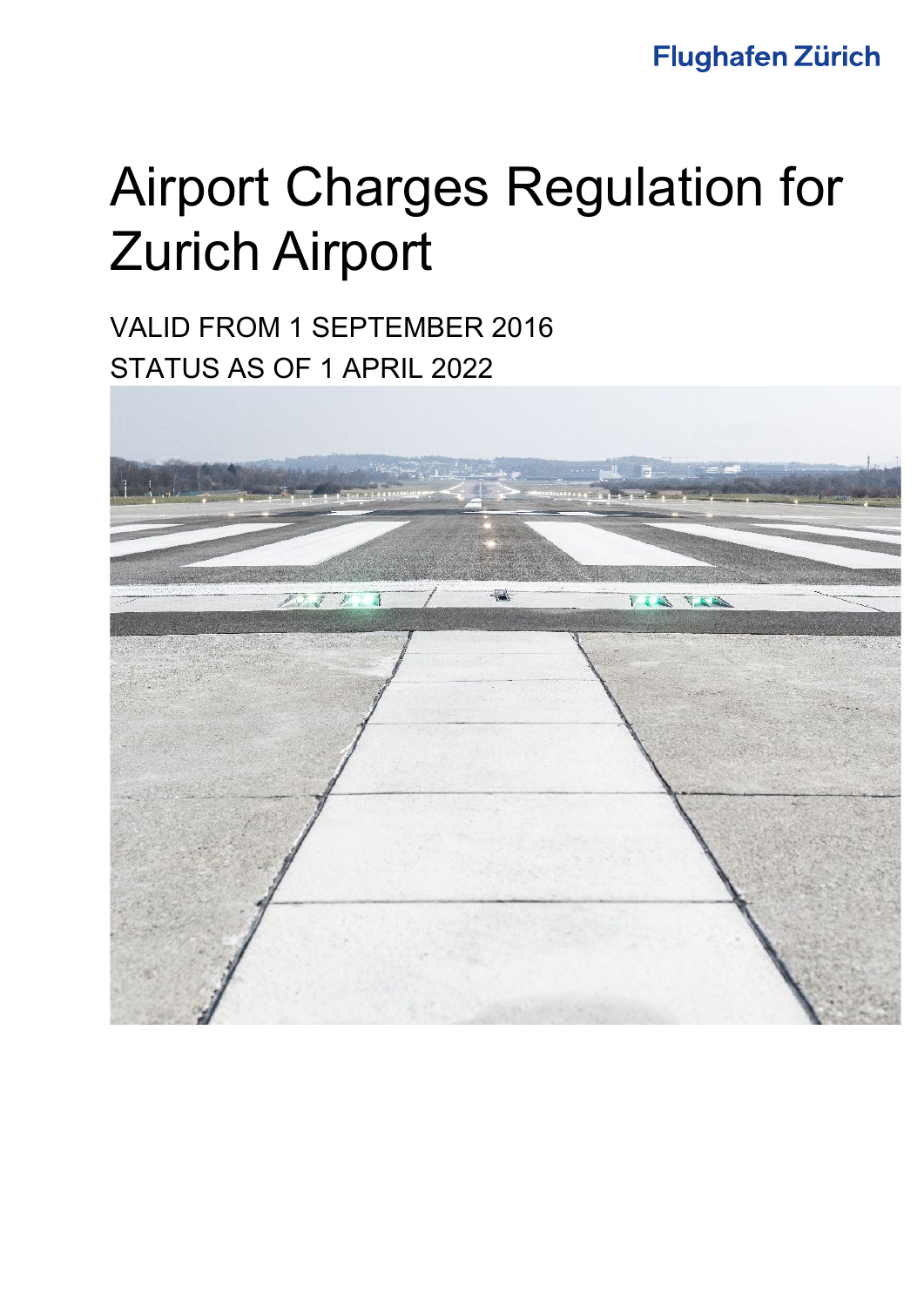Flughafen Zürich

# Airport Charges Regulation for Zurich Airport

VALID FROM 1 SEPTEMBER 2016
STATUS AS OF 1 APRIL 2022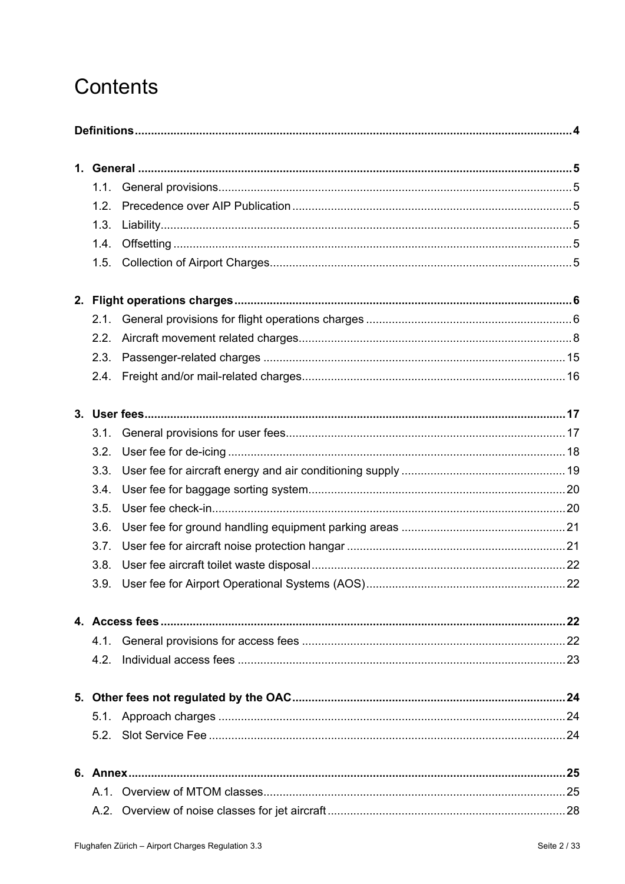# Contents

**Definitions** ... 4

**1. General** ... 5

- 1.1. General provisions ... 5
- 1.2. Precedence over AIP Publication ... 5
- 1.3. Liability ... 5
- 1.4. Offsetting ... 5
- 1.5. Collection of Airport Charges ... 5

**2. Flight operations charges** ... 6

- 2.1. General provisions for flight operations charges ... 6
- 2.2. Aircraft movement related charges ... 8
- 2.3. Passenger-related charges ... 15
- 2.4. Freight and/or mail-related charges ... 16

**3. User fees** ... 17

- 3.1. General provisions for user fees ... 17
- 3.2. User fee for de-icing ... 18
- 3.3. User fee for aircraft energy and air conditioning supply ... 19
- 3.4. User fee for baggage sorting system ... 20
- 3.5. User fee check-in ... 20
- 3.6. User fee for ground handling equipment parking areas ... 21
- 3.7. User fee for aircraft noise protection hangar ... 21
- 3.8. User fee aircraft toilet waste disposal ... 22
- 3.9. User fee for Airport Operational Systems (AOS) ... 22

**4. Access fees** ... 22

- 4.1. General provisions for access fees ... 22
- 4.2. Individual access fees ... 23

**5. Other fees not regulated by the OAC** ... 24

- 5.1. Approach charges ... 24
- 5.2. Slot Service Fee ... 24

**6. Annex** ... 25

- A.1. Overview of MTOM classes ... 25
- A.2. Overview of noise classes for jet aircraft ... 28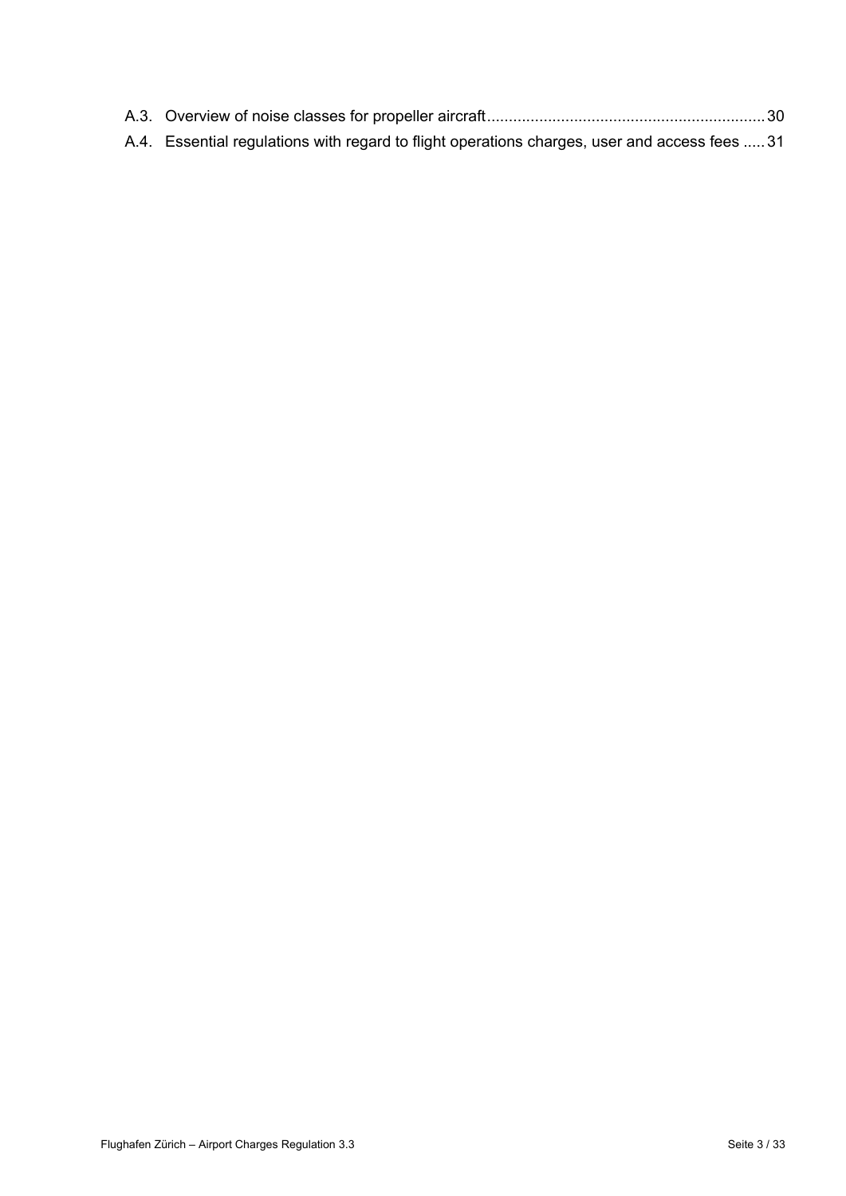A.3. Overview of noise classes for propeller aircraft ........................................................................ 30

A.4. Essential regulations with regard to flight operations charges, user and access fees ..... 31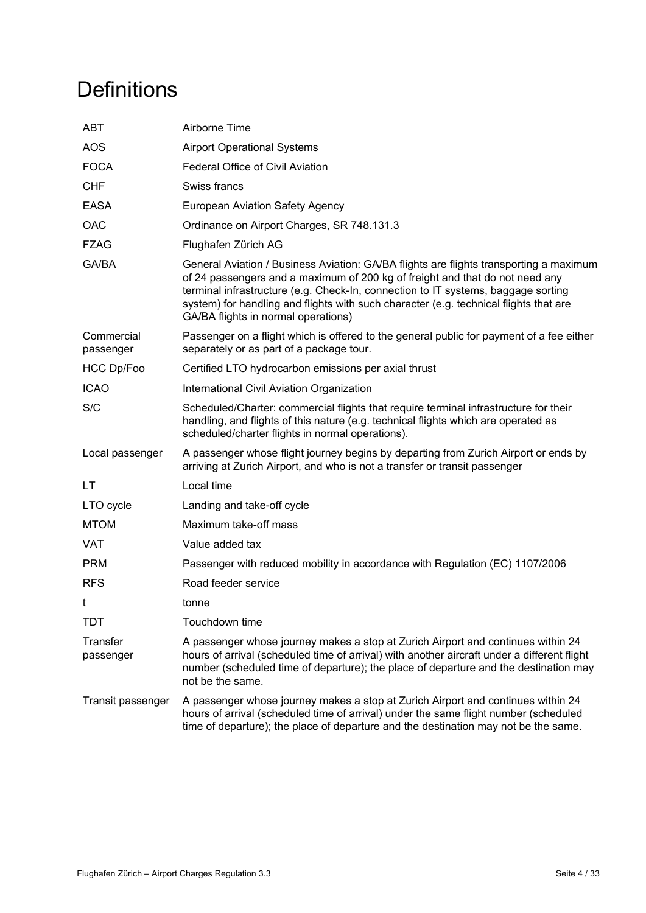# Definitions

| | |
|---|---|
| ABT | Airborne Time |
| AOS | Airport Operational Systems |
| FOCA | Federal Office of Civil Aviation |
| CHF | Swiss francs |
| EASA | European Aviation Safety Agency |
| OAC | Ordinance on Airport Charges, SR 748.131.3 |
| FZAG | Flughafen Zürich AG |
| GA/BA | General Aviation / Business Aviation: GA/BA flights are flights transporting a maximum of 24 passengers and a maximum of 200 kg of freight and that do not need any terminal infrastructure (e.g. Check-In, connection to IT systems, baggage sorting system) for handling and flights with such character (e.g. technical flights that are GA/BA flights in normal operations) |
| Commercial passenger | Passenger on a flight which is offered to the general public for payment of a fee either separately or as part of a package tour. |
| HCC Dp/Foo | Certified LTO hydrocarbon emissions per axial thrust |
| ICAO | International Civil Aviation Organization |
| S/C | Scheduled/Charter: commercial flights that require terminal infrastructure for their handling, and flights of this nature (e.g. technical flights which are operated as scheduled/charter flights in normal operations). |
| Local passenger | A passenger whose flight journey begins by departing from Zurich Airport or ends by arriving at Zurich Airport, and who is not a transfer or transit passenger |
| LT | Local time |
| LTO cycle | Landing and take-off cycle |
| MTOM | Maximum take-off mass |
| VAT | Value added tax |
| PRM | Passenger with reduced mobility in accordance with Regulation (EC) 1107/2006 |
| RFS | Road feeder service |
| t | tonne |
| TDT | Touchdown time |
| Transfer passenger | A passenger whose journey makes a stop at Zurich Airport and continues within 24 hours of arrival (scheduled time of arrival) with another aircraft under a different flight number (scheduled time of departure); the place of departure and the destination may not be the same. |
| Transit passenger | A passenger whose journey makes a stop at Zurich Airport and continues within 24 hours of arrival (scheduled time of arrival) under the same flight number (scheduled time of departure); the place of departure and the destination may not be the same. |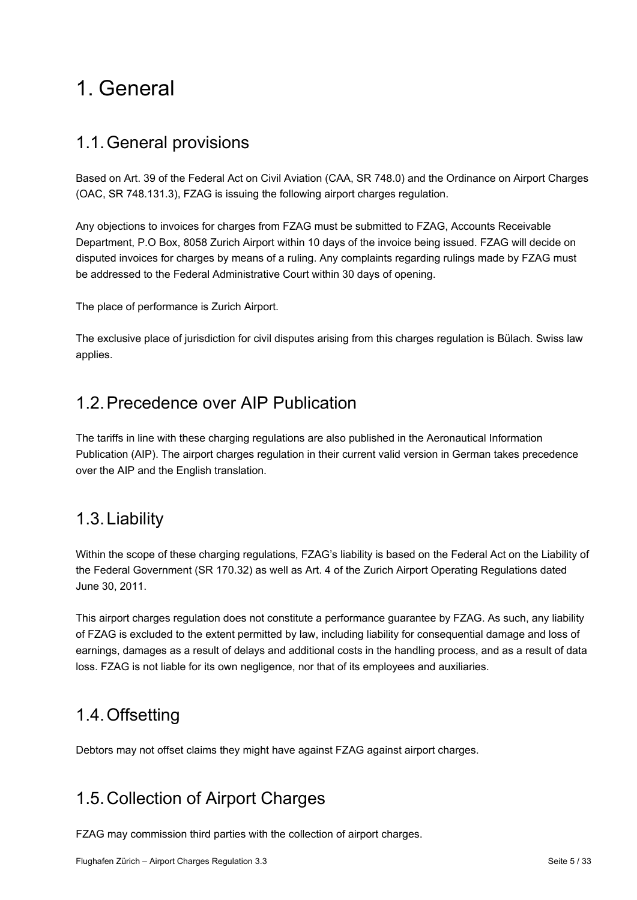# 1. General

## 1.1. General provisions

Based on Art. 39 of the Federal Act on Civil Aviation (CAA, SR 748.0) and the Ordinance on Airport Charges (OAC, SR 748.131.3), FZAG is issuing the following airport charges regulation.

Any objections to invoices for charges from FZAG must be submitted to FZAG, Accounts Receivable Department, P.O Box, 8058 Zurich Airport within 10 days of the invoice being issued. FZAG will decide on disputed invoices for charges by means of a ruling. Any complaints regarding rulings made by FZAG must be addressed to the Federal Administrative Court within 30 days of opening.

The place of performance is Zurich Airport.

The exclusive place of jurisdiction for civil disputes arising from this charges regulation is Bülach. Swiss law applies.

## 1.2. Precedence over AIP Publication

The tariffs in line with these charging regulations are also published in the Aeronautical Information Publication (AIP). The airport charges regulation in their current valid version in German takes precedence over the AIP and the English translation.

## 1.3. Liability

Within the scope of these charging regulations, FZAG's liability is based on the Federal Act on the Liability of the Federal Government (SR 170.32) as well as Art. 4 of the Zurich Airport Operating Regulations dated June 30, 2011.

This airport charges regulation does not constitute a performance guarantee by FZAG. As such, any liability of FZAG is excluded to the extent permitted by law, including liability for consequential damage and loss of earnings, damages as a result of delays and additional costs in the handling process, and as a result of data loss. FZAG is not liable for its own negligence, nor that of its employees and auxiliaries.

## 1.4. Offsetting

Debtors may not offset claims they might have against FZAG against airport charges.

## 1.5. Collection of Airport Charges

FZAG may commission third parties with the collection of airport charges.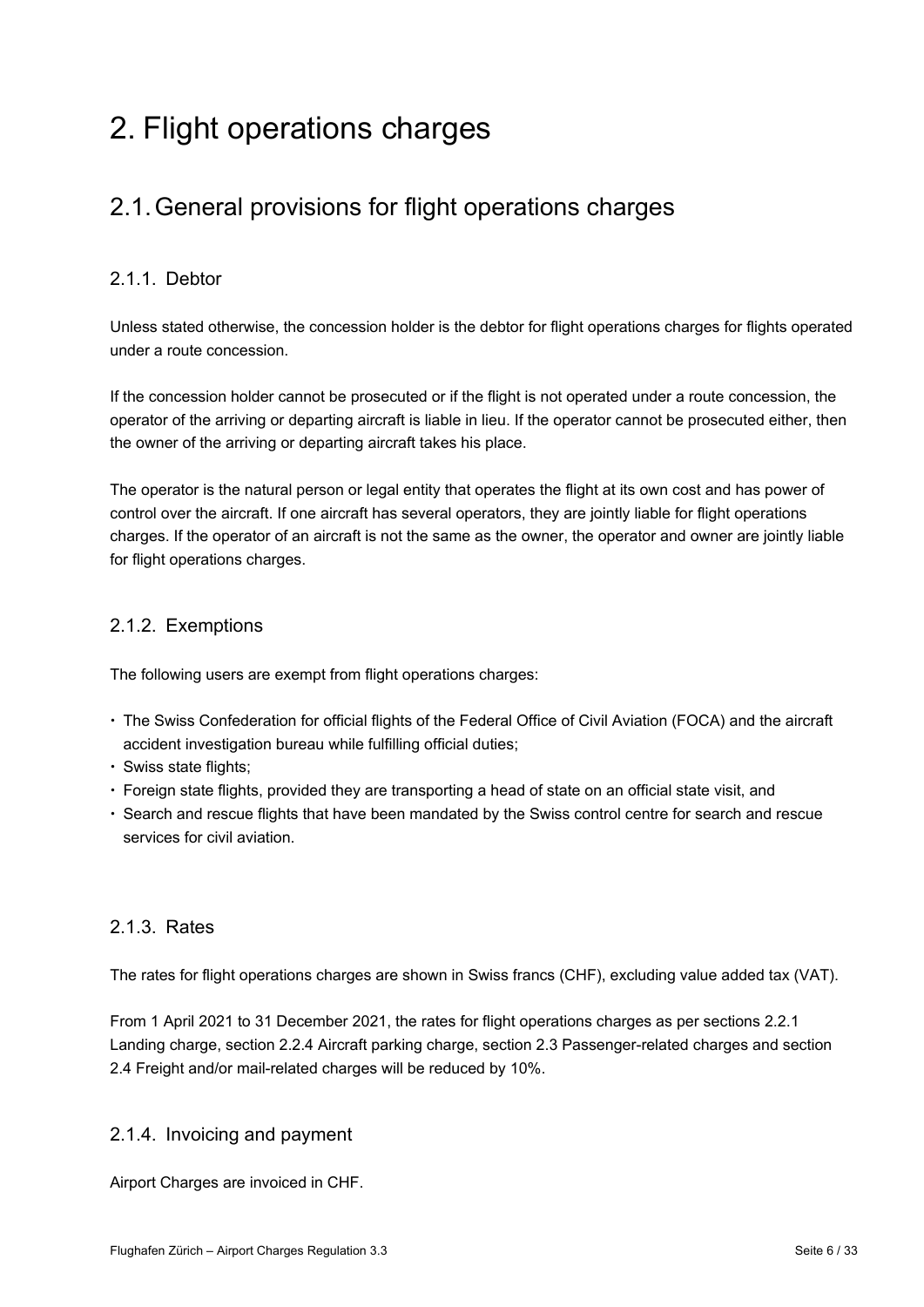# 2. Flight operations charges

## 2.1. General provisions for flight operations charges

### 2.1.1. Debtor

Unless stated otherwise, the concession holder is the debtor for flight operations charges for flights operated under a route concession.

If the concession holder cannot be prosecuted or if the flight is not operated under a route concession, the operator of the arriving or departing aircraft is liable in lieu. If the operator cannot be prosecuted either, then the owner of the arriving or departing aircraft takes his place.

The operator is the natural person or legal entity that operates the flight at its own cost and has power of control over the aircraft. If one aircraft has several operators, they are jointly liable for flight operations charges. If the operator of an aircraft is not the same as the owner, the operator and owner are jointly liable for flight operations charges.

### 2.1.2. Exemptions

The following users are exempt from flight operations charges:

- The Swiss Confederation for official flights of the Federal Office of Civil Aviation (FOCA) and the aircraft accident investigation bureau while fulfilling official duties;
- Swiss state flights;
- Foreign state flights, provided they are transporting a head of state on an official state visit, and
- Search and rescue flights that have been mandated by the Swiss control centre for search and rescue services for civil aviation.

### 2.1.3. Rates

The rates for flight operations charges are shown in Swiss francs (CHF), excluding value added tax (VAT).

From 1 April 2021 to 31 December 2021, the rates for flight operations charges as per sections 2.2.1 Landing charge, section 2.2.4 Aircraft parking charge, section 2.3 Passenger-related charges and section 2.4 Freight and/or mail-related charges will be reduced by 10%.

### 2.1.4. Invoicing and payment

Airport Charges are invoiced in CHF.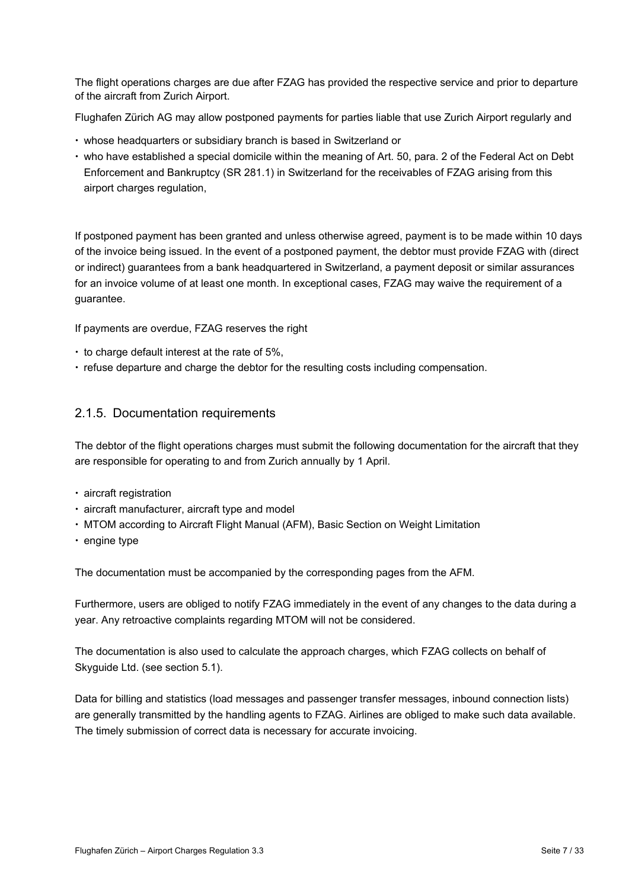The flight operations charges are due after FZAG has provided the respective service and prior to departure of the aircraft from Zurich Airport.

Flughafen Zürich AG may allow postponed payments for parties liable that use Zurich Airport regularly and

- whose headquarters or subsidiary branch is based in Switzerland or
- who have established a special domicile within the meaning of Art. 50, para. 2 of the Federal Act on Debt Enforcement and Bankruptcy (SR 281.1) in Switzerland for the receivables of FZAG arising from this airport charges regulation,

If postponed payment has been granted and unless otherwise agreed, payment is to be made within 10 days of the invoice being issued. In the event of a postponed payment, the debtor must provide FZAG with (direct or indirect) guarantees from a bank headquartered in Switzerland, a payment deposit or similar assurances for an invoice volume of at least one month. In exceptional cases, FZAG may waive the requirement of a guarantee.

If payments are overdue, FZAG reserves the right

- to charge default interest at the rate of 5%,
- refuse departure and charge the debtor for the resulting costs including compensation.

### 2.1.5. Documentation requirements

The debtor of the flight operations charges must submit the following documentation for the aircraft that they are responsible for operating to and from Zurich annually by 1 April.

- aircraft registration
- aircraft manufacturer, aircraft type and model
- MTOM according to Aircraft Flight Manual (AFM), Basic Section on Weight Limitation
- engine type

The documentation must be accompanied by the corresponding pages from the AFM.

Furthermore, users are obliged to notify FZAG immediately in the event of any changes to the data during a year. Any retroactive complaints regarding MTOM will not be considered.

The documentation is also used to calculate the approach charges, which FZAG collects on behalf of Skyguide Ltd. (see section 5.1).

Data for billing and statistics (load messages and passenger transfer messages, inbound connection lists) are generally transmitted by the handling agents to FZAG. Airlines are obliged to make such data available. The timely submission of correct data is necessary for accurate invoicing.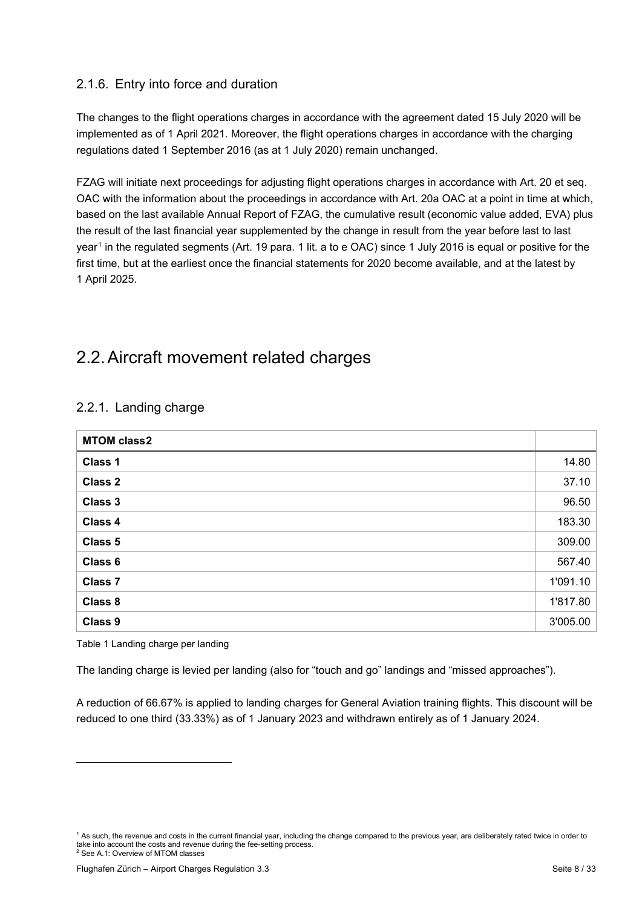### 2.1.6. Entry into force and duration

The changes to the flight operations charges in accordance with the agreement dated 15 July 2020 will be implemented as of 1 April 2021. Moreover, the flight operations charges in accordance with the charging regulations dated 1 September 2016 (as at 1 July 2020) remain unchanged.

FZAG will initiate next proceedings for adjusting flight operations charges in accordance with Art. 20 et seq. OAC with the information about the proceedings in accordance with Art. 20a OAC at a point in time at which, based on the last available Annual Report of FZAG, the cumulative result (economic value added, EVA) plus the result of the last financial year supplemented by the change in result from the year before last to last year[1] in the regulated segments (Art. 19 para. 1 lit. a to e OAC) since 1 July 2016 is equal or positive for the first time, but at the earliest once the financial statements for 2020 become available, and at the latest by 1 April 2025.

## 2.2. Aircraft movement related charges

### 2.2.1. Landing charge

| **MTOM class[2]** | |
|---|---:|
| **Class 1** | 14.80 |
| **Class 2** | 37.10 |
| **Class 3** | 96.50 |
| **Class 4** | 183.30 |
| **Class 5** | 309.00 |
| **Class 6** | 567.40 |
| **Class 7** | 1'091.10 |
| **Class 8** | 1'817.80 |
| **Class 9** | 3'005.00 |

Table 1 Landing charge per landing

The landing charge is levied per landing (also for “touch and go” landings and “missed approaches”).

A reduction of 66.67% is applied to landing charges for General Aviation training flights. This discount will be reduced to one third (33.33%) as of 1 January 2023 and withdrawn entirely as of 1 January 2024.

---

[1] As such, the revenue and costs in the current financial year, including the change compared to the previous year, are deliberately rated twice in order to take into account the costs and revenue during the fee-setting process.

[2] See A.1: Overview of MTOM classes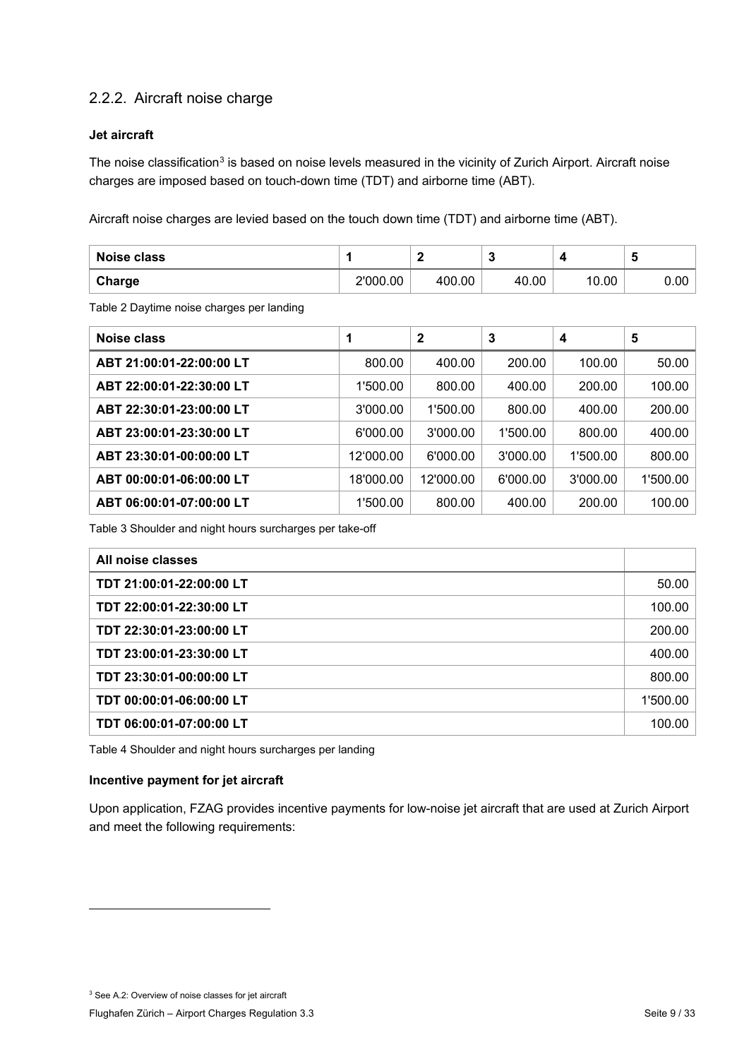### 2.2.2. Aircraft noise charge

**Jet aircraft**

The noise classification[3] is based on noise levels measured in the vicinity of Zurich Airport. Aircraft noise charges are imposed based on touch-down time (TDT) and airborne time (ABT).

Aircraft noise charges are levied based on the touch down time (TDT) and airborne time (ABT).

| Noise class | 1 | 2 | 3 | 4 | 5 |
|---|---|---|---|---|---|
| Charge | 2'000.00 | 400.00 | 40.00 | 10.00 | 0.00 |

Table 2 Daytime noise charges per landing

| Noise class | 1 | 2 | 3 | 4 | 5 |
|---|---|---|---|---|---|
| ABT 21:00:01-22:00:00 LT | 800.00 | 400.00 | 200.00 | 100.00 | 50.00 |
| ABT 22:00:01-22:30:00 LT | 1'500.00 | 800.00 | 400.00 | 200.00 | 100.00 |
| ABT 22:30:01-23:00:00 LT | 3'000.00 | 1'500.00 | 800.00 | 400.00 | 200.00 |
| ABT 23:00:01-23:30:00 LT | 6'000.00 | 3'000.00 | 1'500.00 | 800.00 | 400.00 |
| ABT 23:30:01-00:00:00 LT | 12'000.00 | 6'000.00 | 3'000.00 | 1'500.00 | 800.00 |
| ABT 00:00:01-06:00:00 LT | 18'000.00 | 12'000.00 | 6'000.00 | 3'000.00 | 1'500.00 |
| ABT 06:00:01-07:00:00 LT | 1'500.00 | 800.00 | 400.00 | 200.00 | 100.00 |

Table 3 Shoulder and night hours surcharges per take-off

| All noise classes | |
|---|---|
| TDT 21:00:01-22:00:00 LT | 50.00 |
| TDT 22:00:01-22:30:00 LT | 100.00 |
| TDT 22:30:01-23:00:00 LT | 200.00 |
| TDT 23:00:01-23:30:00 LT | 400.00 |
| TDT 23:30:01-00:00:00 LT | 800.00 |
| TDT 00:00:01-06:00:00 LT | 1'500.00 |
| TDT 06:00:01-07:00:00 LT | 100.00 |

Table 4 Shoulder and night hours surcharges per landing

**Incentive payment for jet aircraft**

Upon application, FZAG provides incentive payments for low-noise jet aircraft that are used at Zurich Airport and meet the following requirements:

[3] See A.2: Overview of noise classes for jet aircraft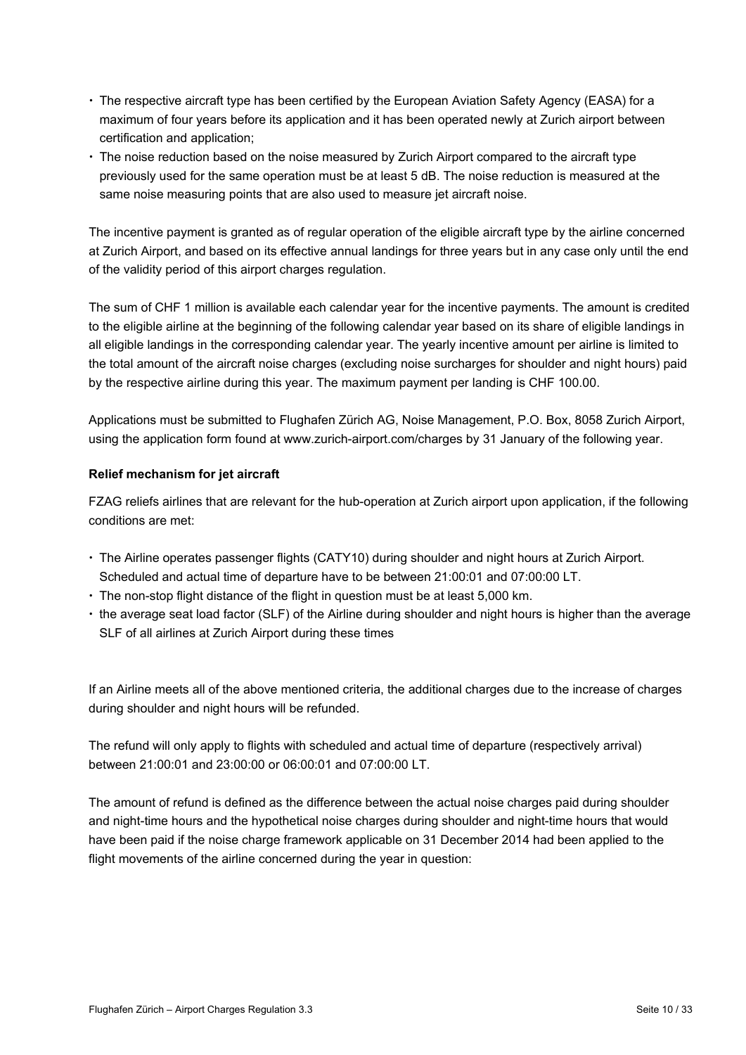- The respective aircraft type has been certified by the European Aviation Safety Agency (EASA) for a maximum of four years before its application and it has been operated newly at Zurich airport between certification and application;
- The noise reduction based on the noise measured by Zurich Airport compared to the aircraft type previously used for the same operation must be at least 5 dB. The noise reduction is measured at the same noise measuring points that are also used to measure jet aircraft noise.

The incentive payment is granted as of regular operation of the eligible aircraft type by the airline concerned at Zurich Airport, and based on its effective annual landings for three years but in any case only until the end of the validity period of this airport charges regulation.

The sum of CHF 1 million is available each calendar year for the incentive payments. The amount is credited to the eligible airline at the beginning of the following calendar year based on its share of eligible landings in all eligible landings in the corresponding calendar year. The yearly incentive amount per airline is limited to the total amount of the aircraft noise charges (excluding noise surcharges for shoulder and night hours) paid by the respective airline during this year. The maximum payment per landing is CHF 100.00.

Applications must be submitted to Flughafen Zürich AG, Noise Management, P.O. Box, 8058 Zurich Airport, using the application form found at www.zurich-airport.com/charges by 31 January of the following year.

**Relief mechanism for jet aircraft**

FZAG reliefs airlines that are relevant for the hub-operation at Zurich airport upon application, if the following conditions are met:

- The Airline operates passenger flights (CATY10) during shoulder and night hours at Zurich Airport. Scheduled and actual time of departure have to be between 21:00:01 and 07:00:00 LT.
- The non-stop flight distance of the flight in question must be at least 5,000 km.
- the average seat load factor (SLF) of the Airline during shoulder and night hours is higher than the average SLF of all airlines at Zurich Airport during these times

If an Airline meets all of the above mentioned criteria, the additional charges due to the increase of charges during shoulder and night hours will be refunded.

The refund will only apply to flights with scheduled and actual time of departure (respectively arrival) between 21:00:01 and 23:00:00 or 06:00:01 and 07:00:00 LT.

The amount of refund is defined as the difference between the actual noise charges paid during shoulder and night-time hours and the hypothetical noise charges during shoulder and night-time hours that would have been paid if the noise charge framework applicable on 31 December 2014 had been applied to the flight movements of the airline concerned during the year in question: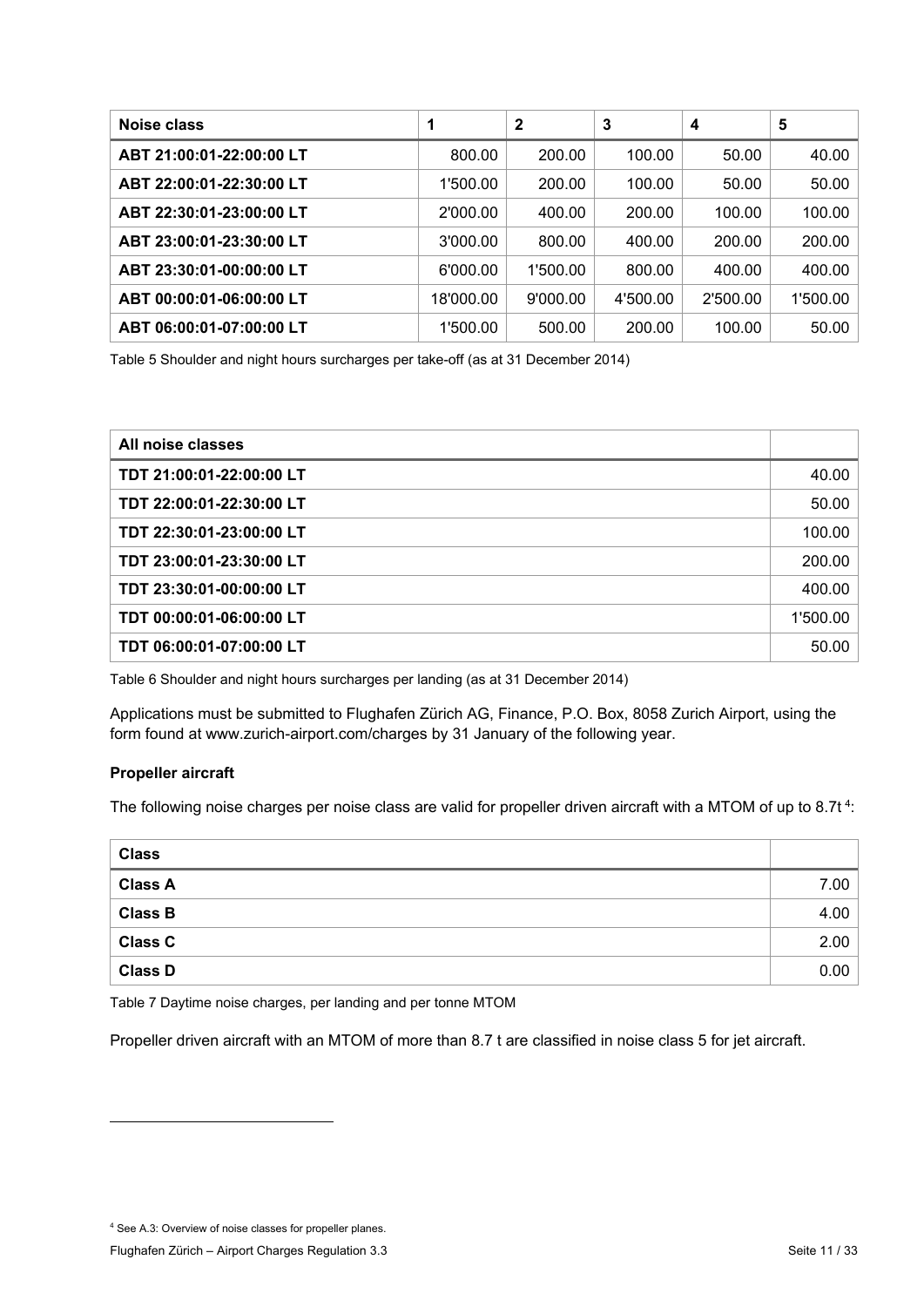| Noise class | 1 | 2 | 3 | 4 | 5 |
|---|---|---|---|---|---|
| ABT 21:00:01-22:00:00 LT | 800.00 | 200.00 | 100.00 | 50.00 | 40.00 |
| ABT 22:00:01-22:30:00 LT | 1'500.00 | 200.00 | 100.00 | 50.00 | 50.00 |
| ABT 22:30:01-23:00:00 LT | 2'000.00 | 400.00 | 200.00 | 100.00 | 100.00 |
| ABT 23:00:01-23:30:00 LT | 3'000.00 | 800.00 | 400.00 | 200.00 | 200.00 |
| ABT 23:30:01-00:00:00 LT | 6'000.00 | 1'500.00 | 800.00 | 400.00 | 400.00 |
| ABT 00:00:01-06:00:00 LT | 18'000.00 | 9'000.00 | 4'500.00 | 2'500.00 | 1'500.00 |
| ABT 06:00:01-07:00:00 LT | 1'500.00 | 500.00 | 200.00 | 100.00 | 50.00 |

Table 5 Shoulder and night hours surcharges per take-off (as at 31 December 2014)

| All noise classes | |
|---|---|
| TDT 21:00:01-22:00:00 LT | 40.00 |
| TDT 22:00:01-22:30:00 LT | 50.00 |
| TDT 22:30:01-23:00:00 LT | 100.00 |
| TDT 23:00:01-23:30:00 LT | 200.00 |
| TDT 23:30:01-00:00:00 LT | 400.00 |
| TDT 00:00:01-06:00:00 LT | 1'500.00 |
| TDT 06:00:01-07:00:00 LT | 50.00 |

Table 6 Shoulder and night hours surcharges per landing (as at 31 December 2014)

Applications must be submitted to Flughafen Zürich AG, Finance, P.O. Box, 8058 Zurich Airport, using the form found at www.zurich-airport.com/charges by 31 January of the following year.

**Propeller aircraft**

The following noise charges per noise class are valid for propeller driven aircraft with a MTOM of up to 8.7t [4]:

| Class | |
|---|---|
| Class A | 7.00 |
| Class B | 4.00 |
| Class C | 2.00 |
| Class D | 0.00 |

Table 7 Daytime noise charges, per landing and per tonne MTOM

Propeller driven aircraft with an MTOM of more than 8.7 t are classified in noise class 5 for jet aircraft.

[4] See A.3: Overview of noise classes for propeller planes.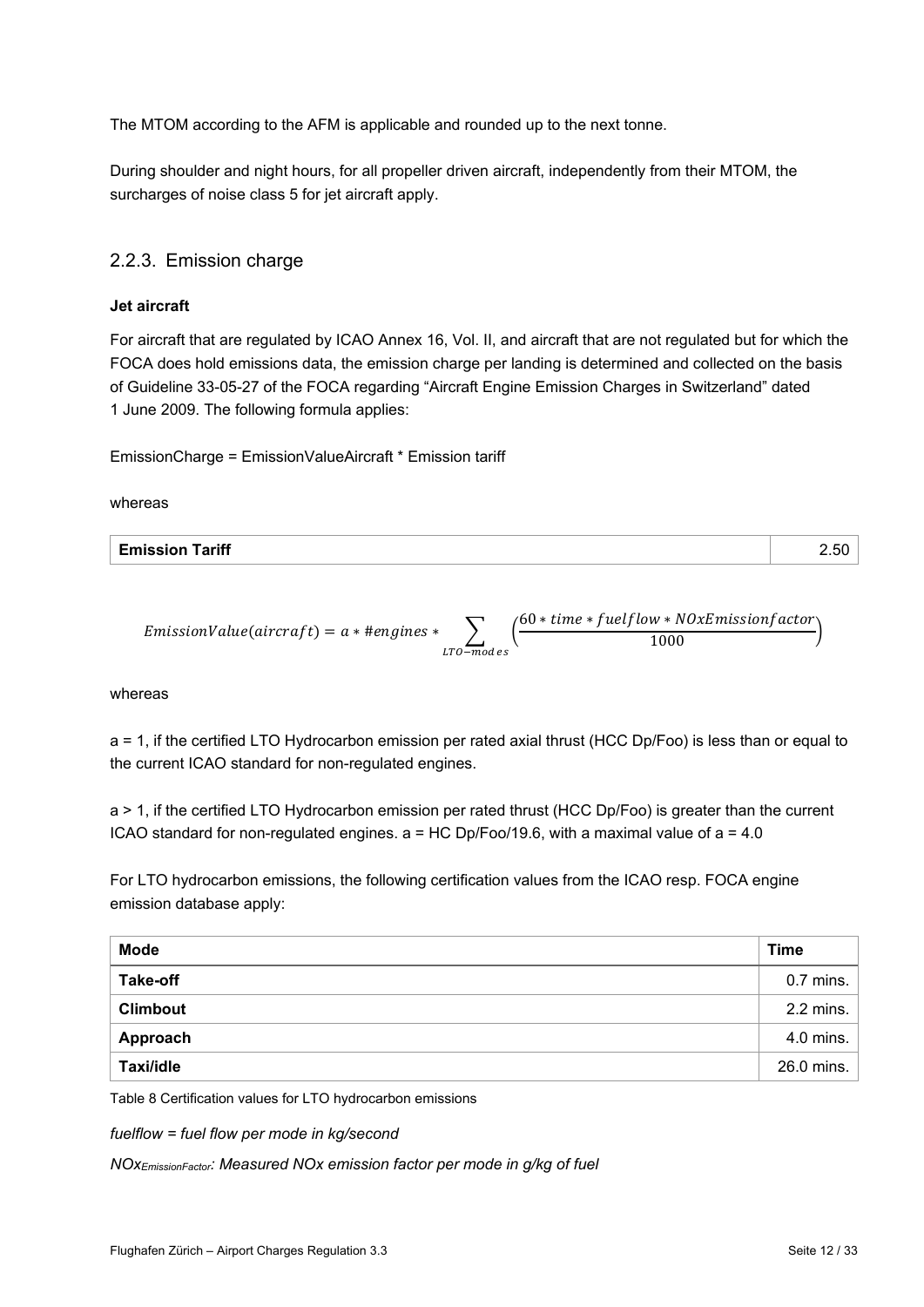The MTOM according to the AFM is applicable and rounded up to the next tonne.

During shoulder and night hours, for all propeller driven aircraft, independently from their MTOM, the surcharges of noise class 5 for jet aircraft apply.

### 2.2.3. Emission charge

**Jet aircraft**

For aircraft that are regulated by ICAO Annex 16, Vol. II, and aircraft that are not regulated but for which the FOCA does hold emissions data, the emission charge per landing is determined and collected on the basis of Guideline 33-05-27 of the FOCA regarding "Aircraft Engine Emission Charges in Switzerland" dated 1 June 2009. The following formula applies:

EmissionCharge = EmissionValueAircraft * Emission tariff

whereas

| **Emission Tariff** | 2.50 |
|---|---|

$$EmissionValue(aircraft) = a * \#engines * \sum_{LTO-modes} \left( \frac{60 * time * fuelflow * NOxEmissionfactor}{1000} \right)$$

whereas

a = 1, if the certified LTO Hydrocarbon emission per rated axial thrust (HCC Dp/Foo) is less than or equal to the current ICAO standard for non-regulated engines.

a > 1, if the certified LTO Hydrocarbon emission per rated thrust (HCC Dp/Foo) is greater than the current ICAO standard for non-regulated engines. a = HC Dp/Foo/19.6, with a maximal value of a = 4.0

For LTO hydrocarbon emissions, the following certification values from the ICAO resp. FOCA engine emission database apply:

| **Mode** | **Time** |
|---|---|
| **Take-off** | 0.7 mins. |
| **Climbout** | 2.2 mins. |
| **Approach** | 4.0 mins. |
| **Taxi/idle** | 26.0 mins. |

Table 8 Certification values for LTO hydrocarbon emissions

*fuelflow = fuel flow per mode in kg/second*

*$NOx_{EmissionFactor}$: Measured NOx emission factor per mode in g/kg of fuel*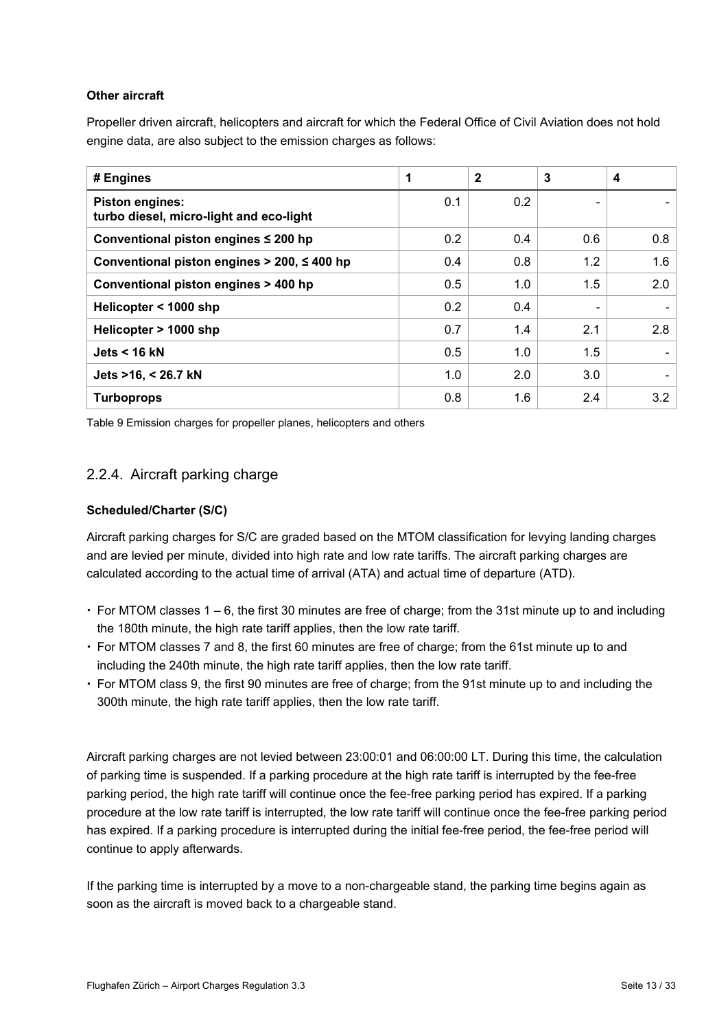**Other aircraft**

Propeller driven aircraft, helicopters and aircraft for which the Federal Office of Civil Aviation does not hold engine data, are also subject to the emission charges as follows:

| # Engines | 1 | 2 | 3 | 4 |
|---|---|---|---|---|
| **Piston engines: turbo diesel, micro-light and eco-light** | 0.1 | 0.2 | - | - |
| **Conventional piston engines ≤ 200 hp** | 0.2 | 0.4 | 0.6 | 0.8 |
| **Conventional piston engines > 200, ≤ 400 hp** | 0.4 | 0.8 | 1.2 | 1.6 |
| **Conventional piston engines > 400 hp** | 0.5 | 1.0 | 1.5 | 2.0 |
| **Helicopter < 1000 shp** | 0.2 | 0.4 | - | - |
| **Helicopter > 1000 shp** | 0.7 | 1.4 | 2.1 | 2.8 |
| **Jets < 16 kN** | 0.5 | 1.0 | 1.5 | - |
| **Jets >16, < 26.7 kN** | 1.0 | 2.0 | 3.0 | - |
| **Turboprops** | 0.8 | 1.6 | 2.4 | 3.2 |

Table 9 Emission charges for propeller planes, helicopters and others

### 2.2.4. Aircraft parking charge

**Scheduled/Charter (S/C)**

Aircraft parking charges for S/C are graded based on the MTOM classification for levying landing charges and are levied per minute, divided into high rate and low rate tariffs. The aircraft parking charges are calculated according to the actual time of arrival (ATA) and actual time of departure (ATD).

- For MTOM classes 1 – 6, the first 30 minutes are free of charge; from the 31st minute up to and including the 180th minute, the high rate tariff applies, then the low rate tariff.
- For MTOM classes 7 and 8, the first 60 minutes are free of charge; from the 61st minute up to and including the 240th minute, the high rate tariff applies, then the low rate tariff.
- For MTOM class 9, the first 90 minutes are free of charge; from the 91st minute up to and including the 300th minute, the high rate tariff applies, then the low rate tariff.

Aircraft parking charges are not levied between 23:00:01 and 06:00:00 LT. During this time, the calculation of parking time is suspended. If a parking procedure at the high rate tariff is interrupted by the fee-free parking period, the high rate tariff will continue once the fee-free parking period has expired. If a parking procedure at the low rate tariff is interrupted, the low rate tariff will continue once the fee-free parking period has expired. If a parking procedure is interrupted during the initial fee-free period, the fee-free period will continue to apply afterwards.

If the parking time is interrupted by a move to a non-chargeable stand, the parking time begins again as soon as the aircraft is moved back to a chargeable stand.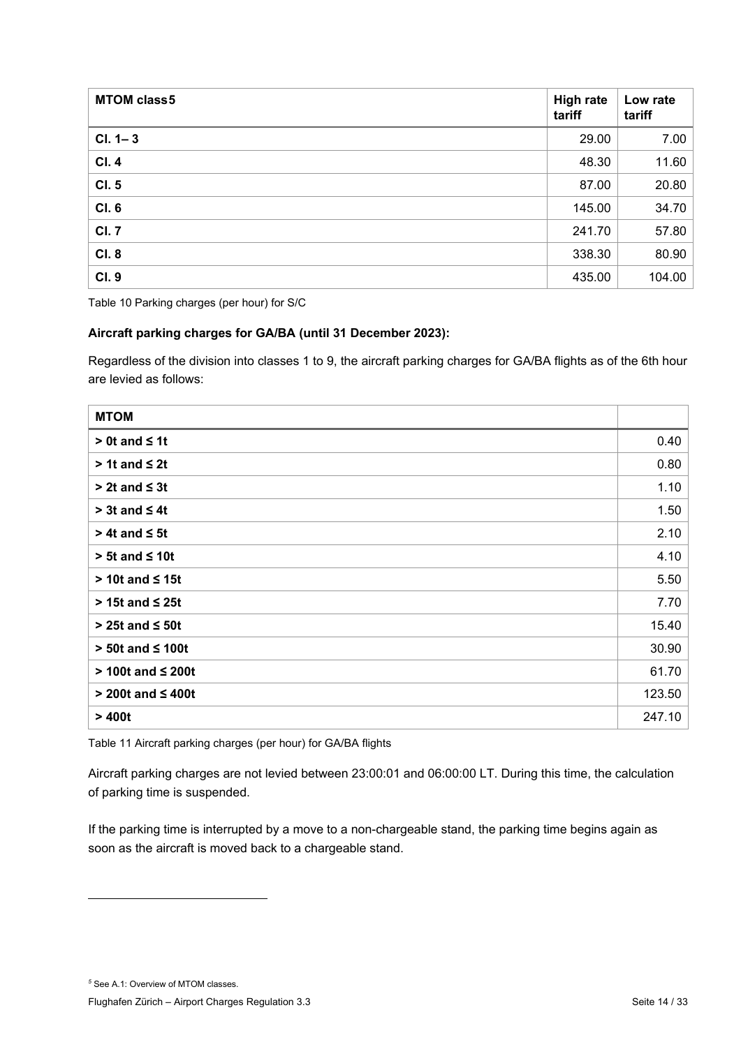| MTOM class[5] | High rate tariff | Low rate tariff |
|---|---|---|
| **Cl. 1– 3** | 29.00 | 7.00 |
| **Cl. 4** | 48.30 | 11.60 |
| **Cl. 5** | 87.00 | 20.80 |
| **Cl. 6** | 145.00 | 34.70 |
| **Cl. 7** | 241.70 | 57.80 |
| **Cl. 8** | 338.30 | 80.90 |
| **Cl. 9** | 435.00 | 104.00 |

Table 10 Parking charges (per hour) for S/C

**Aircraft parking charges for GA/BA (until 31 December 2023):**

Regardless of the division into classes 1 to 9, the aircraft parking charges for GA/BA flights as of the 6th hour are levied as follows:

| MTOM | |
|---|---|
| **> 0t and ≤ 1t** | 0.40 |
| **> 1t and ≤ 2t** | 0.80 |
| **> 2t and ≤ 3t** | 1.10 |
| **> 3t and ≤ 4t** | 1.50 |
| **> 4t and ≤ 5t** | 2.10 |
| **> 5t and ≤ 10t** | 4.10 |
| **> 10t and ≤ 15t** | 5.50 |
| **> 15t and ≤ 25t** | 7.70 |
| **> 25t and ≤ 50t** | 15.40 |
| **> 50t and ≤ 100t** | 30.90 |
| **> 100t and ≤ 200t** | 61.70 |
| **> 200t and ≤ 400t** | 123.50 |
| **> 400t** | 247.10 |

Table 11 Aircraft parking charges (per hour) for GA/BA flights

Aircraft parking charges are not levied between 23:00:01 and 06:00:00 LT. During this time, the calculation of parking time is suspended.

If the parking time is interrupted by a move to a non-chargeable stand, the parking time begins again as soon as the aircraft is moved back to a chargeable stand.

[5] See A.1: Overview of MTOM classes.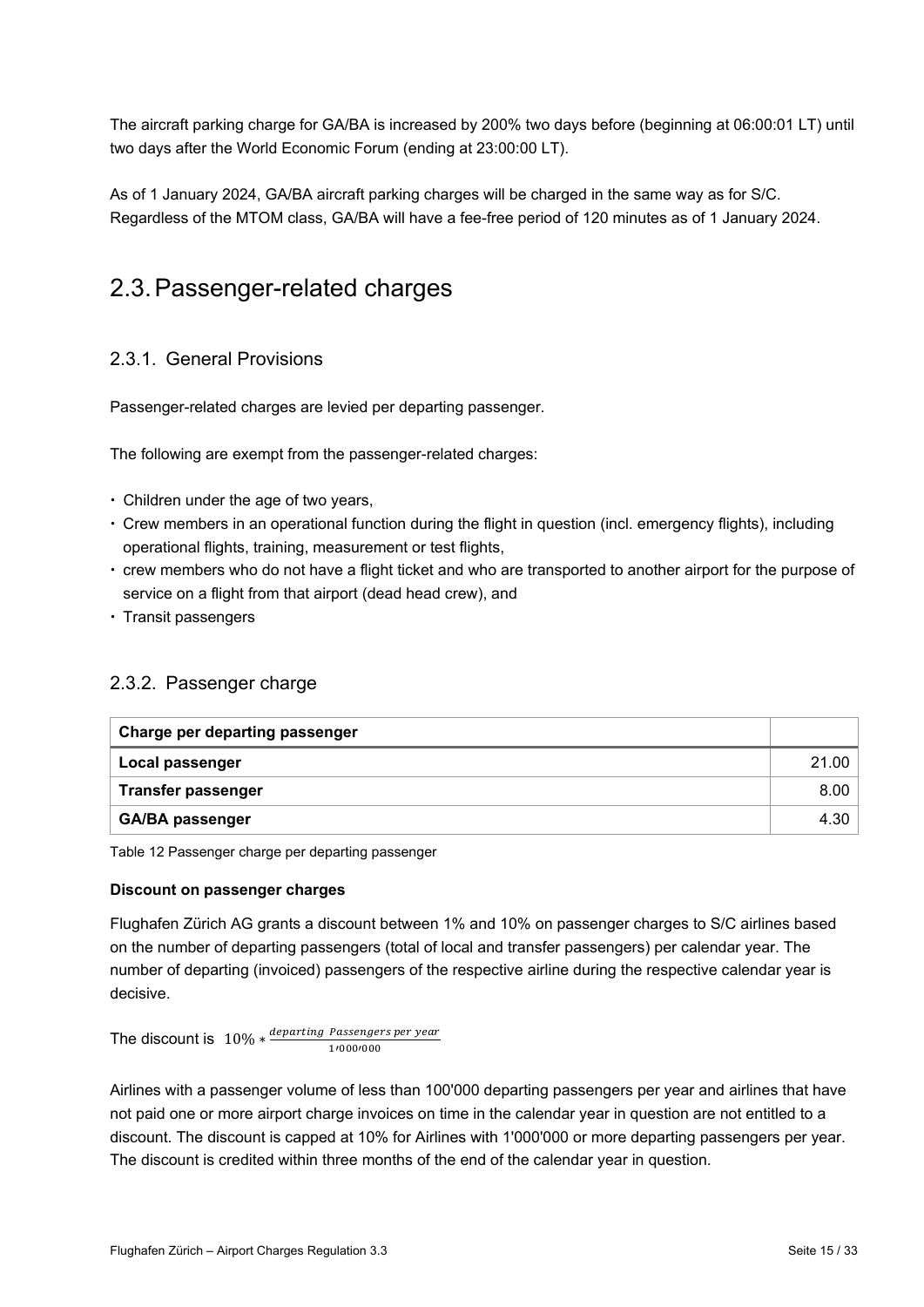The aircraft parking charge for GA/BA is increased by 200% two days before (beginning at 06:00:01 LT) until two days after the World Economic Forum (ending at 23:00:00 LT).

As of 1 January 2024, GA/BA aircraft parking charges will be charged in the same way as for S/C. Regardless of the MTOM class, GA/BA will have a fee-free period of 120 minutes as of 1 January 2024.

## 2.3. Passenger-related charges

### 2.3.1. General Provisions

Passenger-related charges are levied per departing passenger.

The following are exempt from the passenger-related charges:

- Children under the age of two years,
- Crew members in an operational function during the flight in question (incl. emergency flights), including operational flights, training, measurement or test flights,
- crew members who do not have a flight ticket and who are transported to another airport for the purpose of service on a flight from that airport (dead head crew), and
- Transit passengers

### 2.3.2. Passenger charge

| Charge per departing passenger | |
|---|---|
| **Local passenger** | 21.00 |
| **Transfer passenger** | 8.00 |
| **GA/BA passenger** | 4.30 |

Table 12 Passenger charge per departing passenger

**Discount on passenger charges**

Flughafen Zürich AG grants a discount between 1% and 10% on passenger charges to S/C airlines based on the number of departing passengers (total of local and transfer passengers) per calendar year. The number of departing (invoiced) passengers of the respective airline during the respective calendar year is decisive.

The discount is $10\% * \frac{departing\ Passengers\ per\ year}{1'000'000}$

Airlines with a passenger volume of less than 100'000 departing passengers per year and airlines that have not paid one or more airport charge invoices on time in the calendar year in question are not entitled to a discount. The discount is capped at 10% for Airlines with 1'000'000 or more departing passengers per year. The discount is credited within three months of the end of the calendar year in question.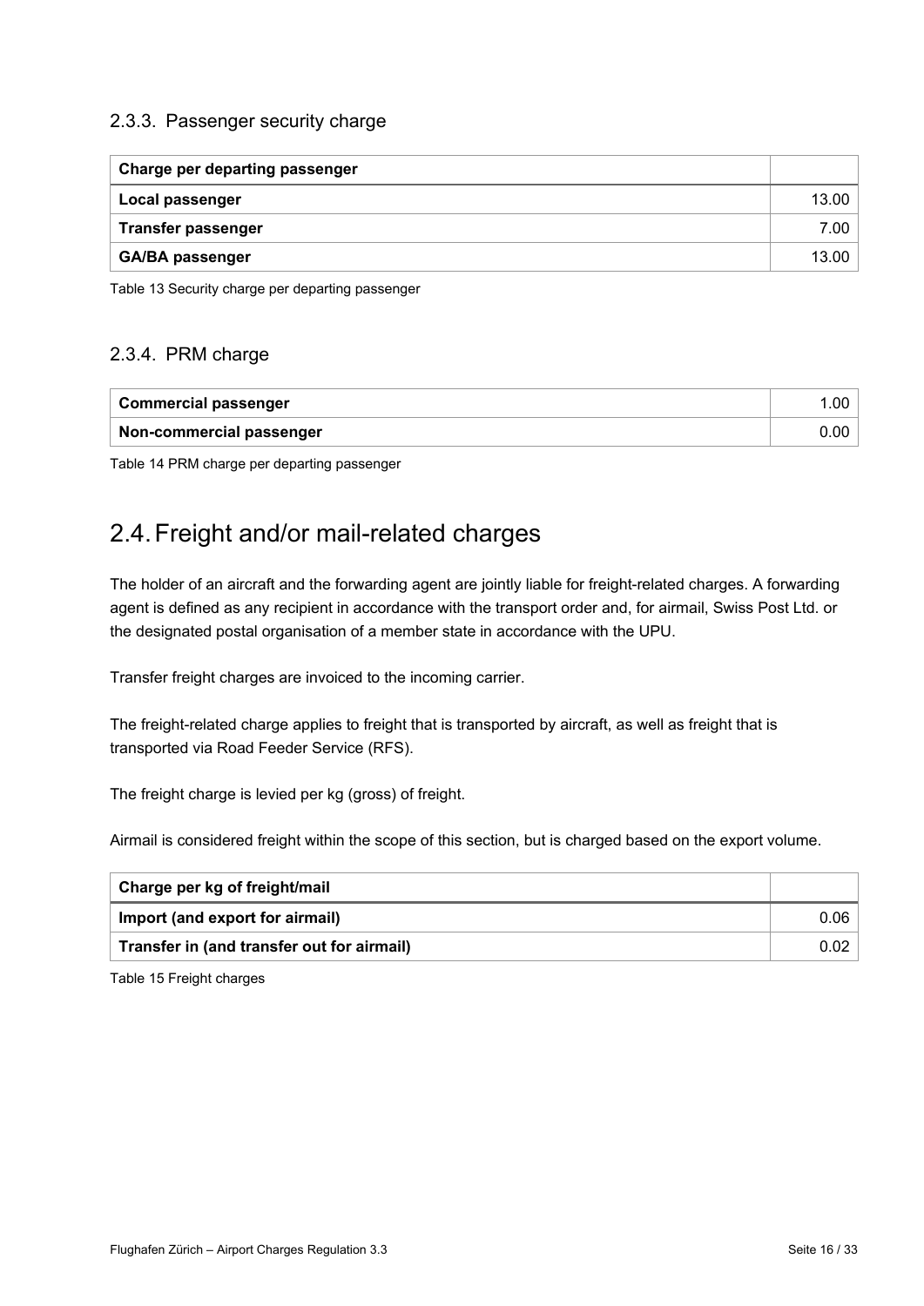### 2.3.3. Passenger security charge

| Charge per departing passenger | |
|---|---|
| **Local passenger** | 13.00 |
| **Transfer passenger** | 7.00 |
| **GA/BA passenger** | 13.00 |

Table 13 Security charge per departing passenger

### 2.3.4. PRM charge

| **Commercial passenger** | 1.00 |
|---|---|
| **Non-commercial passenger** | 0.00 |

Table 14 PRM charge per departing passenger

## 2.4. Freight and/or mail-related charges

The holder of an aircraft and the forwarding agent are jointly liable for freight-related charges. A forwarding agent is defined as any recipient in accordance with the transport order and, for airmail, Swiss Post Ltd. or the designated postal organisation of a member state in accordance with the UPU.

Transfer freight charges are invoiced to the incoming carrier.

The freight-related charge applies to freight that is transported by aircraft, as well as freight that is transported via Road Feeder Service (RFS).

The freight charge is levied per kg (gross) of freight.

Airmail is considered freight within the scope of this section, but is charged based on the export volume.

| Charge per kg of freight/mail | |
|---|---|
| **Import (and export for airmail)** | 0.06 |
| **Transfer in (and transfer out for airmail)** | 0.02 |

Table 15 Freight charges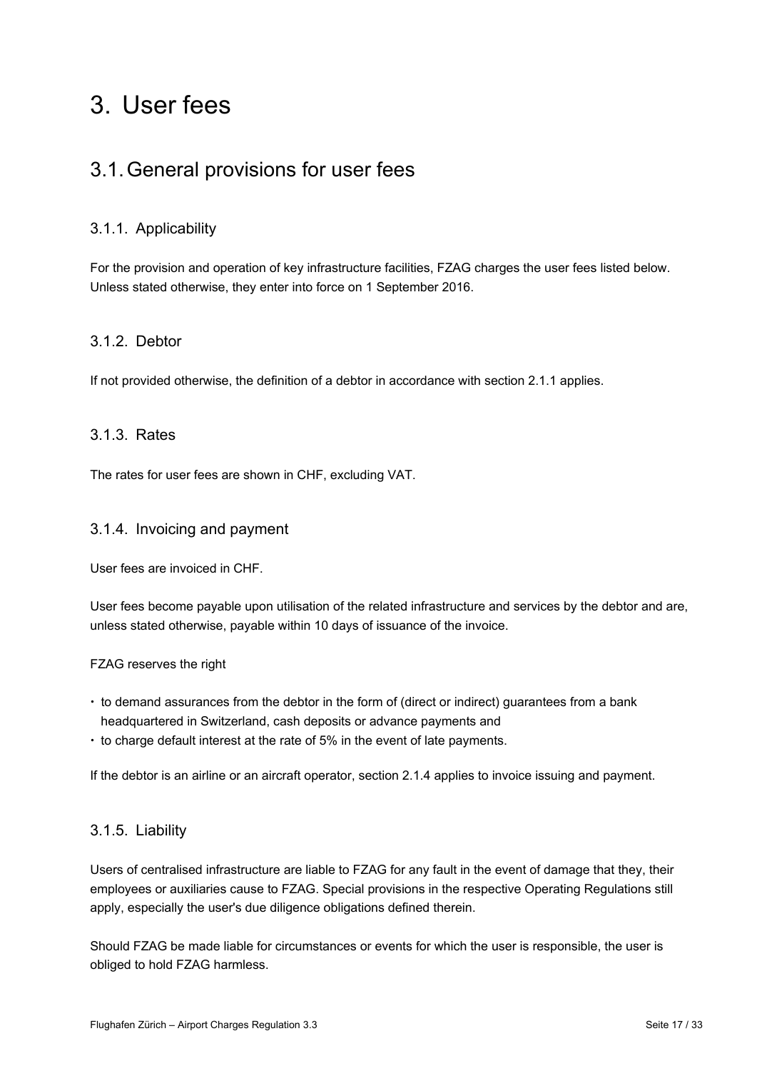# 3. User fees

## 3.1. General provisions for user fees

### 3.1.1. Applicability

For the provision and operation of key infrastructure facilities, FZAG charges the user fees listed below. Unless stated otherwise, they enter into force on 1 September 2016.

### 3.1.2. Debtor

If not provided otherwise, the definition of a debtor in accordance with section 2.1.1 applies.

### 3.1.3. Rates

The rates for user fees are shown in CHF, excluding VAT.

### 3.1.4. Invoicing and payment

User fees are invoiced in CHF.

User fees become payable upon utilisation of the related infrastructure and services by the debtor and are, unless stated otherwise, payable within 10 days of issuance of the invoice.

FZAG reserves the right

- to demand assurances from the debtor in the form of (direct or indirect) guarantees from a bank headquartered in Switzerland, cash deposits or advance payments and
- to charge default interest at the rate of 5% in the event of late payments.

If the debtor is an airline or an aircraft operator, section 2.1.4 applies to invoice issuing and payment.

### 3.1.5. Liability

Users of centralised infrastructure are liable to FZAG for any fault in the event of damage that they, their employees or auxiliaries cause to FZAG. Special provisions in the respective Operating Regulations still apply, especially the user's due diligence obligations defined therein.

Should FZAG be made liable for circumstances or events for which the user is responsible, the user is obliged to hold FZAG harmless.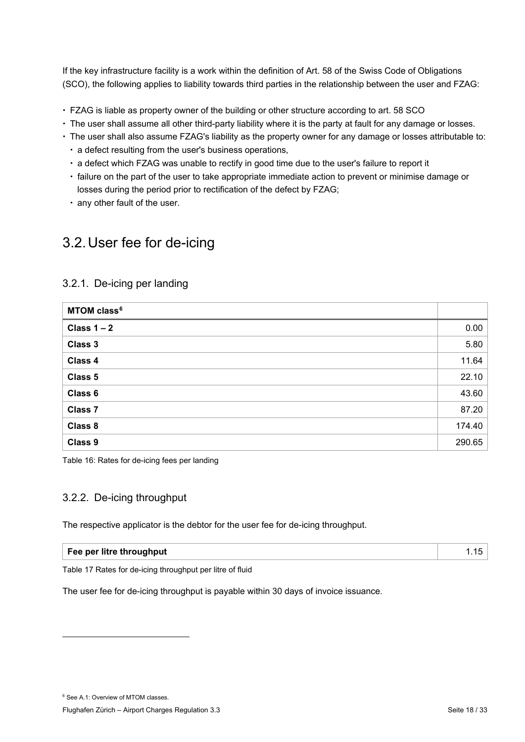If the key infrastructure facility is a work within the definition of Art. 58 of the Swiss Code of Obligations (SCO), the following applies to liability towards third parties in the relationship between the user and FZAG:

- FZAG is liable as property owner of the building or other structure according to art. 58 SCO
- The user shall assume all other third-party liability where it is the party at fault for any damage or losses.
- The user shall also assume FZAG's liability as the property owner for any damage or losses attributable to:
  - a defect resulting from the user's business operations,
  - a defect which FZAG was unable to rectify in good time due to the user's failure to report it
  - failure on the part of the user to take appropriate immediate action to prevent or minimise damage or losses during the period prior to rectification of the defect by FZAG;
  - any other fault of the user.

## 3.2. User fee for de-icing

### 3.2.1. De-icing per landing

| MTOM class[6] | |
|---|---|
| **Class 1 – 2** | 0.00 |
| **Class 3** | 5.80 |
| **Class 4** | 11.64 |
| **Class 5** | 22.10 |
| **Class 6** | 43.60 |
| **Class 7** | 87.20 |
| **Class 8** | 174.40 |
| **Class 9** | 290.65 |

Table 16: Rates for de-icing fees per landing

### 3.2.2. De-icing throughput

The respective applicator is the debtor for the user fee for de-icing throughput.

| Fee per litre throughput | 1.15 |
|---|---|

Table 17 Rates for de-icing throughput per litre of fluid

The user fee for de-icing throughput is payable within 30 days of invoice issuance.

[6] See A.1: Overview of MTOM classes.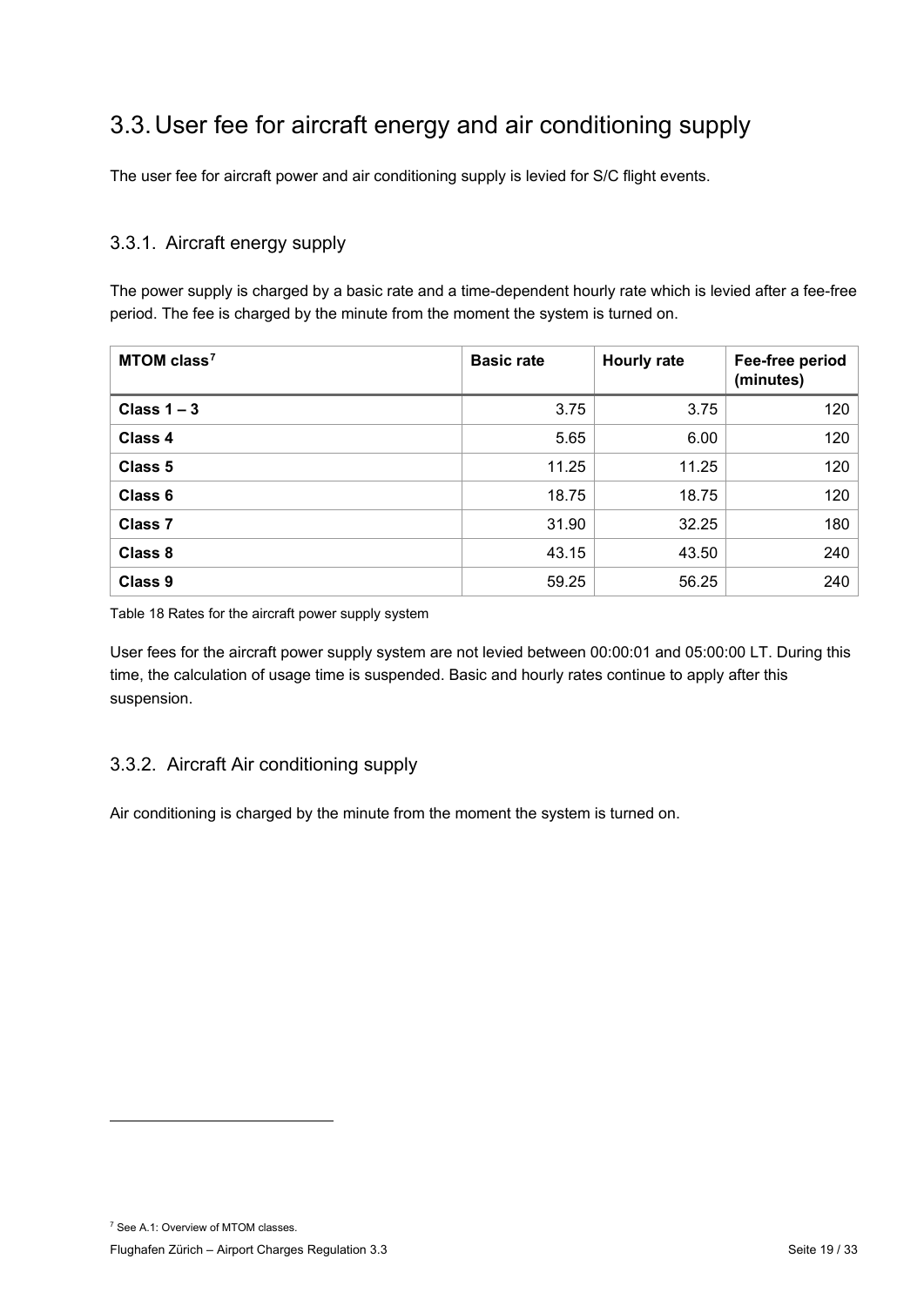## 3.3. User fee for aircraft energy and air conditioning supply

The user fee for aircraft power and air conditioning supply is levied for S/C flight events.

### 3.3.1. Aircraft energy supply

The power supply is charged by a basic rate and a time-dependent hourly rate which is levied after a fee-free period. The fee is charged by the minute from the moment the system is turned on.

| MTOM class[7] | Basic rate | Hourly rate | Fee-free period (minutes) |
|---|---|---|---|
| **Class 1 – 3** | 3.75 | 3.75 | 120 |
| **Class 4** | 5.65 | 6.00 | 120 |
| **Class 5** | 11.25 | 11.25 | 120 |
| **Class 6** | 18.75 | 18.75 | 120 |
| **Class 7** | 31.90 | 32.25 | 180 |
| **Class 8** | 43.15 | 43.50 | 240 |
| **Class 9** | 59.25 | 56.25 | 240 |

Table 18 Rates for the aircraft power supply system

User fees for the aircraft power supply system are not levied between 00:00:01 and 05:00:00 LT. During this time, the calculation of usage time is suspended. Basic and hourly rates continue to apply after this suspension.

### 3.3.2. Aircraft Air conditioning supply

Air conditioning is charged by the minute from the moment the system is turned on.

[7] See A.1: Overview of MTOM classes.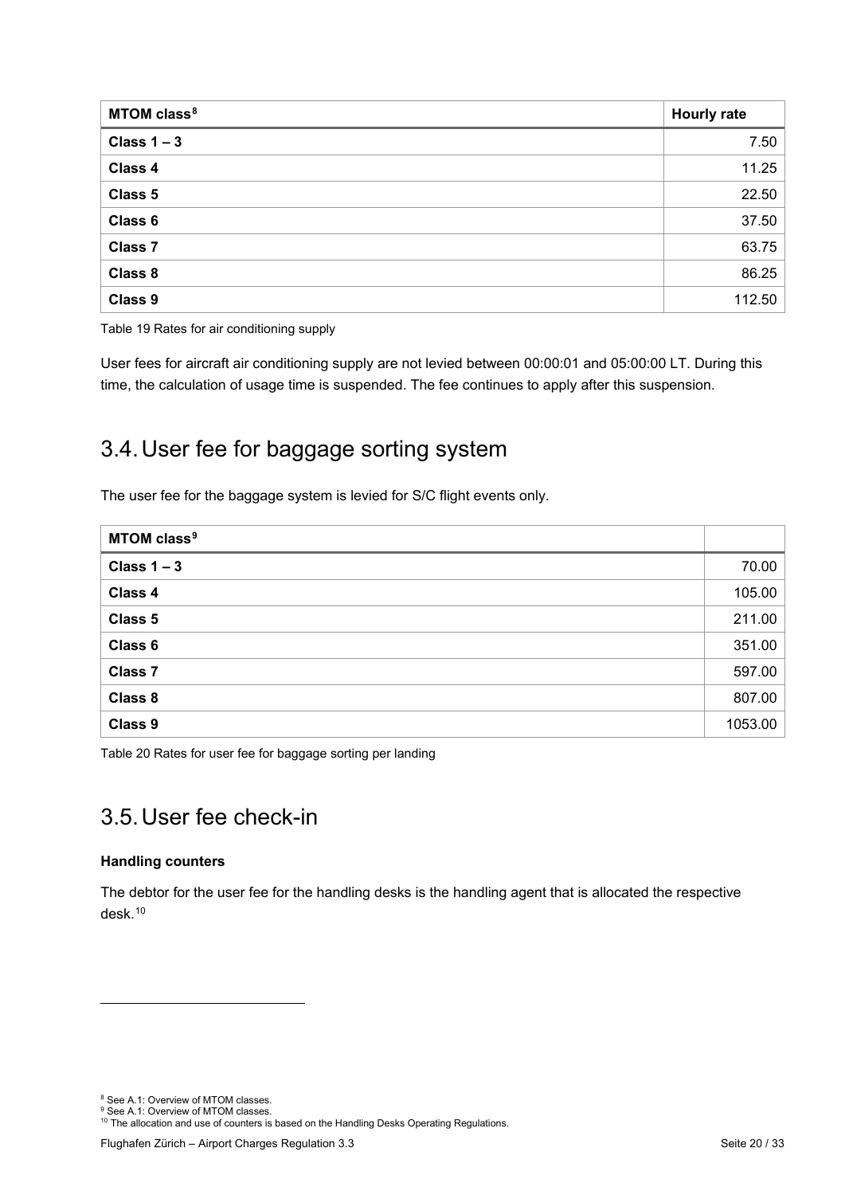| MTOM class[8] | Hourly rate |
| --- | --- |
| **Class 1 – 3** | 7.50 |
| **Class 4** | 11.25 |
| **Class 5** | 22.50 |
| **Class 6** | 37.50 |
| **Class 7** | 63.75 |
| **Class 8** | 86.25 |
| **Class 9** | 112.50 |

Table 19 Rates for air conditioning supply

User fees for aircraft air conditioning supply are not levied between 00:00:01 and 05:00:00 LT. During this time, the calculation of usage time is suspended. The fee continues to apply after this suspension.

## 3.4. User fee for baggage sorting system

The user fee for the baggage system is levied for S/C flight events only.

| MTOM class[9] | |
| --- | --- |
| **Class 1 – 3** | 70.00 |
| **Class 4** | 105.00 |
| **Class 5** | 211.00 |
| **Class 6** | 351.00 |
| **Class 7** | 597.00 |
| **Class 8** | 807.00 |
| **Class 9** | 1053.00 |

Table 20 Rates for user fee for baggage sorting per landing

## 3.5. User fee check-in

**Handling counters**

The debtor for the user fee for the handling desks is the handling agent that is allocated the respective desk.[10]

[8] See A.1: Overview of MTOM classes.
[9] See A.1: Overview of MTOM classes.
[10] The allocation and use of counters is based on the Handling Desks Operating Regulations.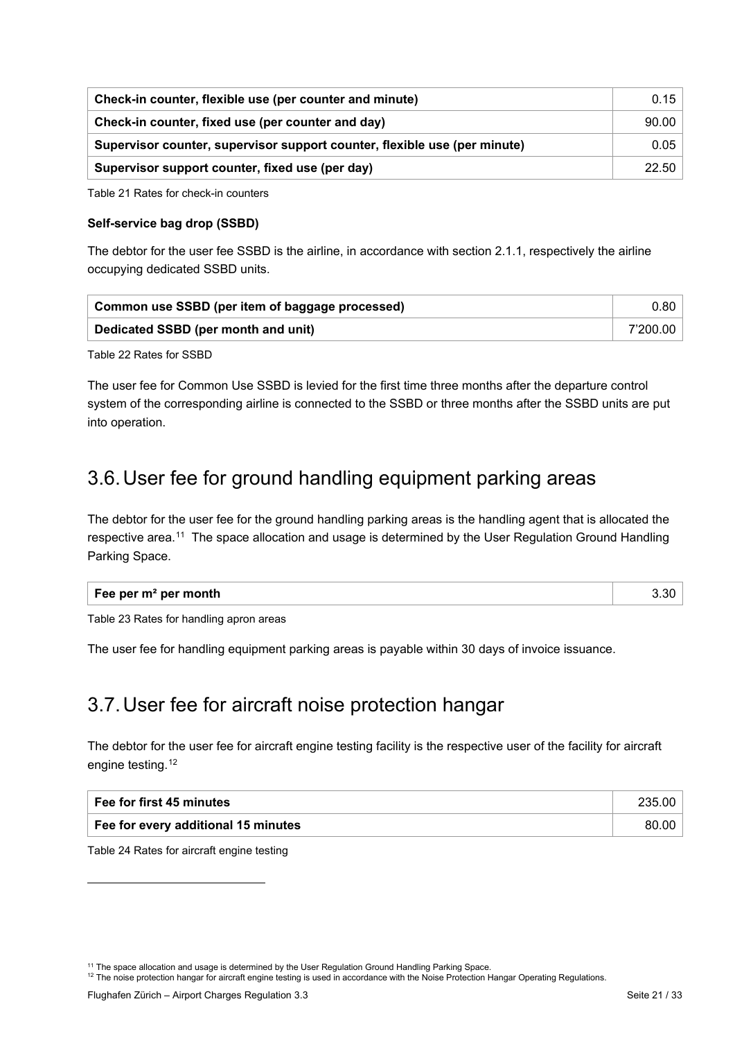| Check-in counter, flexible use (per counter and minute) | 0.15 |
|---|---|
| **Check-in counter, fixed use (per counter and day)** | 90.00 |
| **Supervisor counter, supervisor support counter, flexible use (per minute)** | 0.05 |
| **Supervisor support counter, fixed use (per day)** | 22.50 |

Table 21 Rates for check-in counters

**Self-service bag drop (SSBD)**

The debtor for the user fee SSBD is the airline, in accordance with section 2.1.1, respectively the airline occupying dedicated SSBD units.

| Common use SSBD (per item of baggage processed) | 0.80 |
|---|---|
| **Dedicated SSBD (per month and unit)** | 7'200.00 |

Table 22 Rates for SSBD

The user fee for Common Use SSBD is levied for the first time three months after the departure control system of the corresponding airline is connected to the SSBD or three months after the SSBD units are put into operation.

## 3.6. User fee for ground handling equipment parking areas

The debtor for the user fee for the ground handling parking areas is the handling agent that is allocated the respective area.[11] The space allocation and usage is determined by the User Regulation Ground Handling Parking Space.

| Fee per m² per month | 3.30 |
|---|---|

Table 23 Rates for handling apron areas

The user fee for handling equipment parking areas is payable within 30 days of invoice issuance.

## 3.7. User fee for aircraft noise protection hangar

The debtor for the user fee for aircraft engine testing facility is the respective user of the facility for aircraft engine testing.[12]

| Fee for first 45 minutes | 235.00 |
|---|---|
| **Fee for every additional 15 minutes** | 80.00 |

Table 24 Rates for aircraft engine testing

[11] The space allocation and usage is determined by the User Regulation Ground Handling Parking Space.

[12] The noise protection hangar for aircraft engine testing is used in accordance with the Noise Protection Hangar Operating Regulations.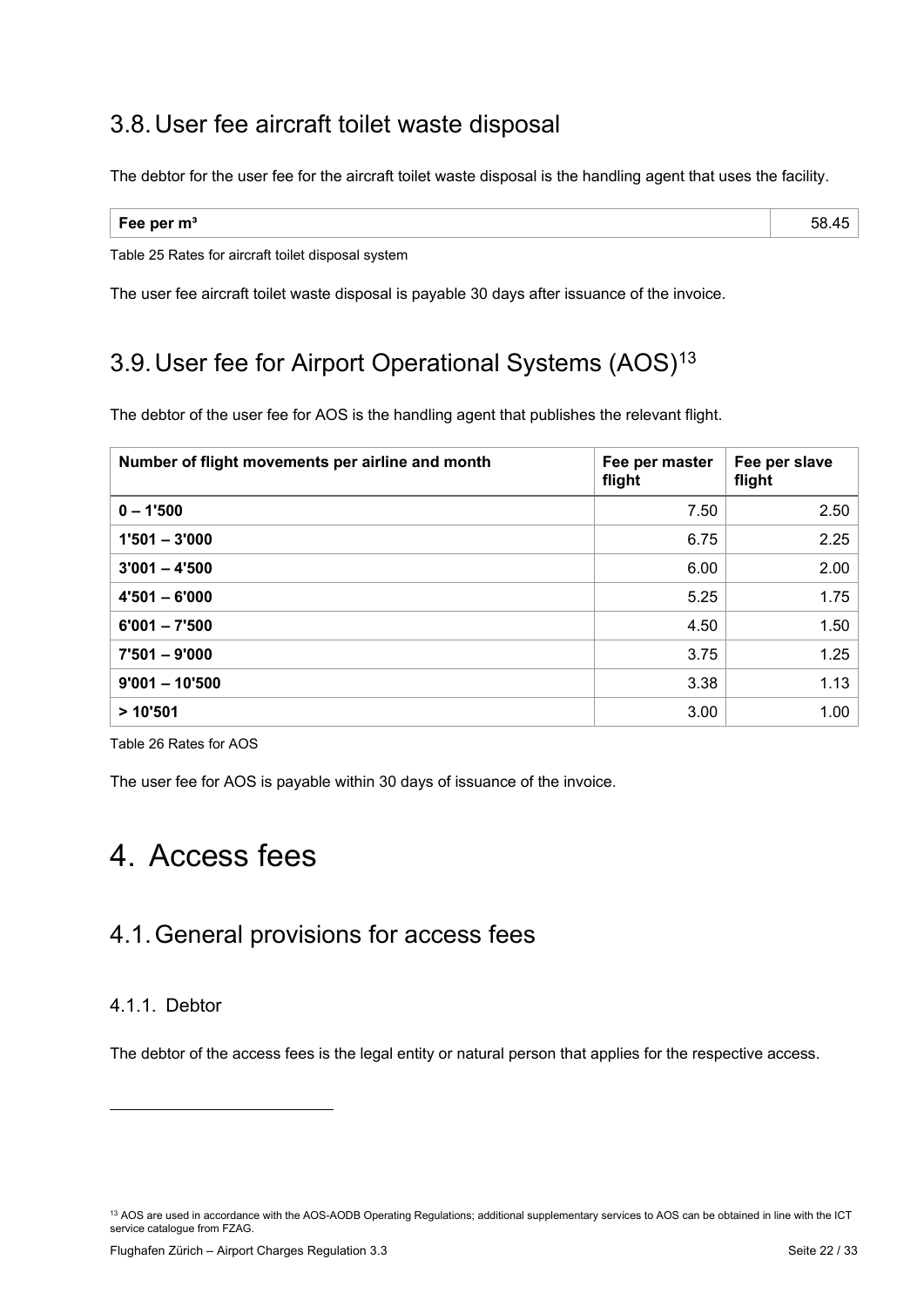## 3.8. User fee aircraft toilet waste disposal

The debtor for the user fee for the aircraft toilet waste disposal is the handling agent that uses the facility.

| **Fee per m³** | 58.45 |
|---|---|

Table 25 Rates for aircraft toilet disposal system

The user fee aircraft toilet waste disposal is payable 30 days after issuance of the invoice.

## 3.9. User fee for Airport Operational Systems (AOS)[13]

The debtor of the user fee for AOS is the handling agent that publishes the relevant flight.

| Number of flight movements per airline and month | Fee per master flight | Fee per slave flight |
|---|---|---|
| **0 – 1'500** | 7.50 | 2.50 |
| **1'501 – 3'000** | 6.75 | 2.25 |
| **3'001 – 4'500** | 6.00 | 2.00 |
| **4'501 – 6'000** | 5.25 | 1.75 |
| **6'001 – 7'500** | 4.50 | 1.50 |
| **7'501 – 9'000** | 3.75 | 1.25 |
| **9'001 – 10'500** | 3.38 | 1.13 |
| **> 10'501** | 3.00 | 1.00 |

Table 26 Rates for AOS

The user fee for AOS is payable within 30 days of issuance of the invoice.

# 4. Access fees

## 4.1. General provisions for access fees

### 4.1.1. Debtor

The debtor of the access fees is the legal entity or natural person that applies for the respective access.

[13] AOS are used in accordance with the AOS-AODB Operating Regulations; additional supplementary services to AOS can be obtained in line with the ICT service catalogue from FZAG.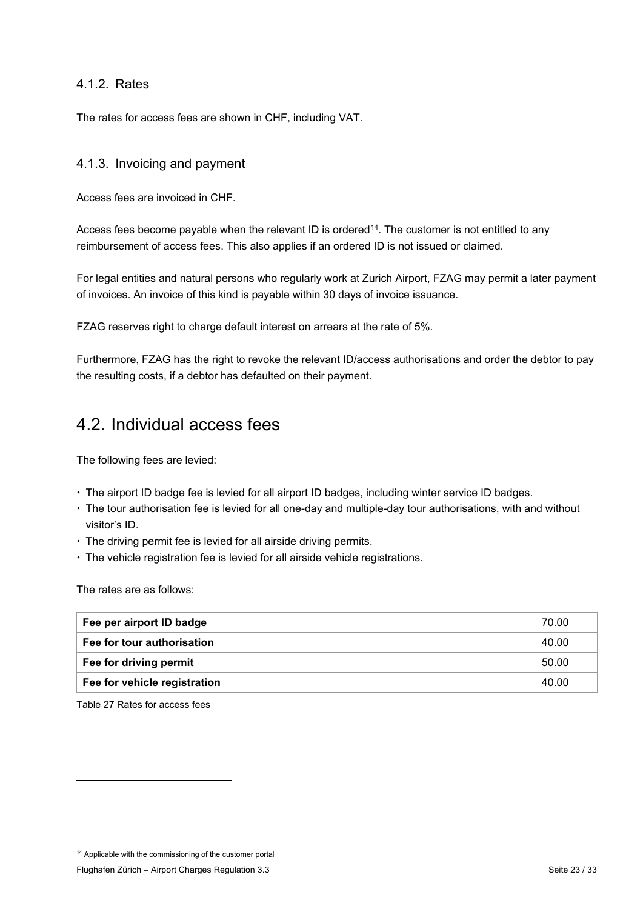### 4.1.2. Rates

The rates for access fees are shown in CHF, including VAT.

### 4.1.3. Invoicing and payment

Access fees are invoiced in CHF.

Access fees become payable when the relevant ID is ordered[14]. The customer is not entitled to any reimbursement of access fees. This also applies if an ordered ID is not issued or claimed.

For legal entities and natural persons who regularly work at Zurich Airport, FZAG may permit a later payment of invoices. An invoice of this kind is payable within 30 days of invoice issuance.

FZAG reserves right to charge default interest on arrears at the rate of 5%.

Furthermore, FZAG has the right to revoke the relevant ID/access authorisations and order the debtor to pay the resulting costs, if a debtor has defaulted on their payment.

## 4.2. Individual access fees

The following fees are levied:

- The airport ID badge fee is levied for all airport ID badges, including winter service ID badges.
- The tour authorisation fee is levied for all one-day and multiple-day tour authorisations, with and without visitor's ID.
- The driving permit fee is levied for all airside driving permits.
- The vehicle registration fee is levied for all airside vehicle registrations.

The rates are as follows:

| Fee | Rate |
|---|---|
| **Fee per airport ID badge** | 70.00 |
| **Fee for tour authorisation** | 40.00 |
| **Fee for driving permit** | 50.00 |
| **Fee for vehicle registration** | 40.00 |

Table 27 Rates for access fees

[14] Applicable with the commissioning of the customer portal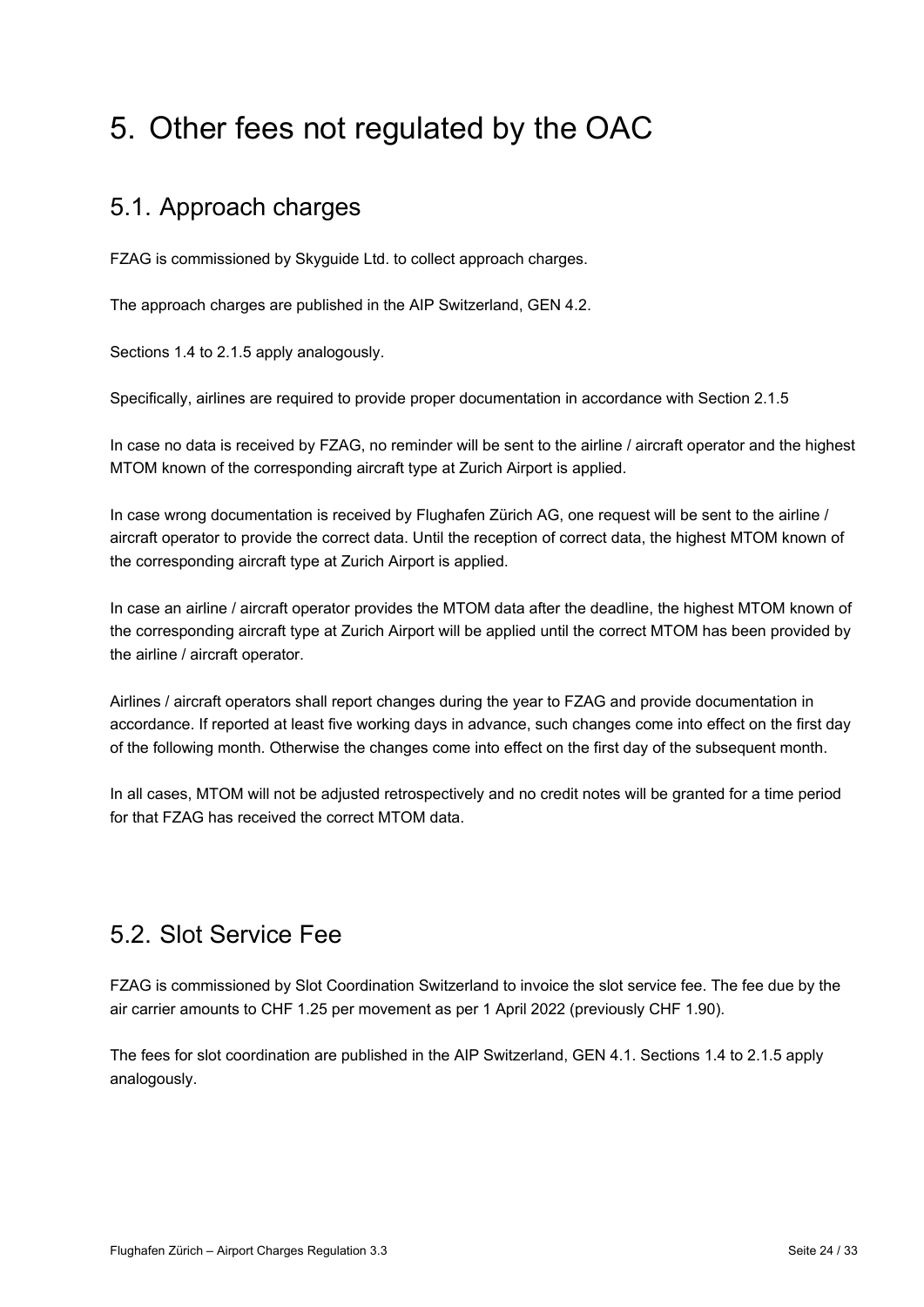# 5. Other fees not regulated by the OAC

## 5.1. Approach charges

FZAG is commissioned by Skyguide Ltd. to collect approach charges.

The approach charges are published in the AIP Switzerland, GEN 4.2.

Sections 1.4 to 2.1.5 apply analogously.

Specifically, airlines are required to provide proper documentation in accordance with Section 2.1.5

In case no data is received by FZAG, no reminder will be sent to the airline / aircraft operator and the highest MTOM known of the corresponding aircraft type at Zurich Airport is applied.

In case wrong documentation is received by Flughafen Zürich AG, one request will be sent to the airline / aircraft operator to provide the correct data. Until the reception of correct data, the highest MTOM known of the corresponding aircraft type at Zurich Airport is applied.

In case an airline / aircraft operator provides the MTOM data after the deadline, the highest MTOM known of the corresponding aircraft type at Zurich Airport will be applied until the correct MTOM has been provided by the airline / aircraft operator.

Airlines / aircraft operators shall report changes during the year to FZAG and provide documentation in accordance. If reported at least five working days in advance, such changes come into effect on the first day of the following month. Otherwise the changes come into effect on the first day of the subsequent month.

In all cases, MTOM will not be adjusted retrospectively and no credit notes will be granted for a time period for that FZAG has received the correct MTOM data.

## 5.2. Slot Service Fee

FZAG is commissioned by Slot Coordination Switzerland to invoice the slot service fee. The fee due by the air carrier amounts to CHF 1.25 per movement as per 1 April 2022 (previously CHF 1.90).

The fees for slot coordination are published in the AIP Switzerland, GEN 4.1. Sections 1.4 to 2.1.5 apply analogously.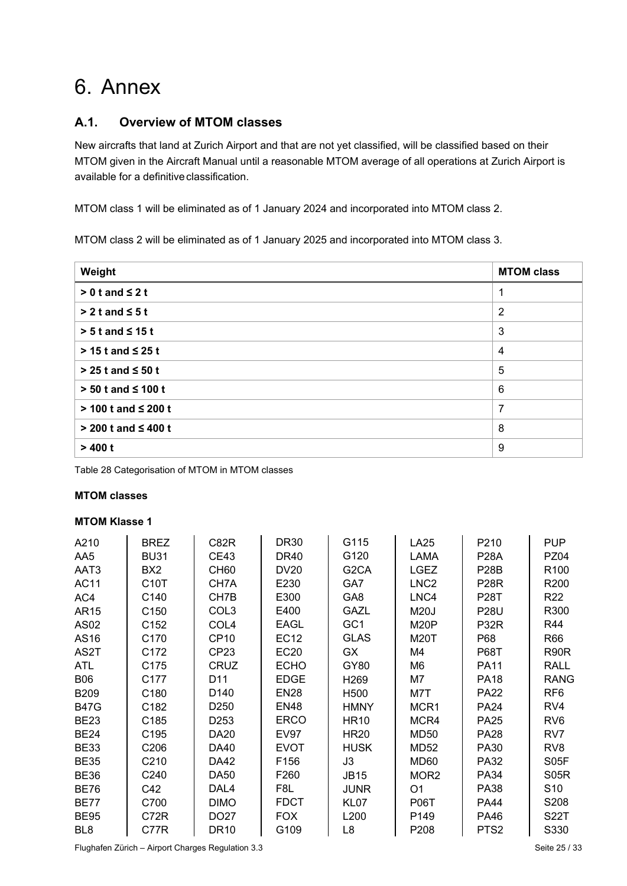# 6. Annex

## A.1. Overview of MTOM classes

New aircrafts that land at Zurich Airport and that are not yet classified, will be classified based on their MTOM given in the Aircraft Manual until a reasonable MTOM average of all operations at Zurich Airport is available for a definitive classification.

MTOM class 1 will be eliminated as of 1 January 2024 and incorporated into MTOM class 2.

MTOM class 2 will be eliminated as of 1 January 2025 and incorporated into MTOM class 3.

| Weight | MTOM class |
|---|---|
| **> 0 t and ≤ 2 t** | 1 |
| **> 2 t and ≤ 5 t** | 2 |
| **> 5 t and ≤ 15 t** | 3 |
| **> 15 t and ≤ 25 t** | 4 |
| **> 25 t and ≤ 50 t** | 5 |
| **> 50 t and ≤ 100 t** | 6 |
| **> 100 t and ≤ 200 t** | 7 |
| **> 200 t and ≤ 400 t** | 8 |
| **> 400 t** | 9 |

Table 28 Categorisation of MTOM in MTOM classes

**MTOM classes**

**MTOM Klasse 1**

| | | | | | | | |
|---|---|---|---|---|---|---|---|
| A210 | BREZ | C82R | DR30 | G115 | LA25 | P210 | PUP |
| AA5 | BU31 | CE43 | DR40 | G120 | LAMA | P28A | PZ04 |
| AAT3 | BX2 | CH60 | DV20 | G2CA | LGEZ | P28B | R100 |
| AC11 | C10T | CH7A | E230 | GA7 | LNC2 | P28R | R200 |
| AC4 | C140 | CH7B | E300 | GA8 | LNC4 | P28T | R22 |
| AR15 | C150 | COL3 | E400 | GAZL | M20J | P28U | R300 |
| AS02 | C152 | COL4 | EAGL | GC1 | M20P | P32R | R44 |
| AS16 | C170 | CP10 | EC12 | GLAS | M20T | P68 | R66 |
| AS2T | C172 | CP23 | EC20 | GX | M4 | P68T | R90R |
| ATL | C175 | CRUZ | ECHO | GY80 | M6 | PA11 | RALL |
| B06 | C177 | D11 | EDGE | H269 | M7 | PA18 | RANG |
| B209 | C180 | D140 | EN28 | H500 | M7T | PA22 | RF6 |
| B47G | C182 | D250 | EN48 | HMNY | MCR1 | PA24 | RV4 |
| BE23 | C185 | D253 | ERCO | HR10 | MCR4 | PA25 | RV6 |
| BE24 | C195 | DA20 | EV97 | HR20 | MD50 | PA28 | RV7 |
| BE33 | C206 | DA40 | EVOT | HUSK | MD52 | PA30 | RV8 |
| BE35 | C210 | DA42 | F156 | J3 | MD60 | PA32 | S05F |
| BE36 | C240 | DA50 | F260 | JB15 | MOR2 | PA34 | S05R |
| BE76 | C42 | DAL4 | F8L | JUNR | O1 | PA38 | S10 |
| BE77 | C700 | DIMO | FDCT | KL07 | P06T | PA44 | S208 |
| BE95 | C72R | DO27 | FOX | L200 | P149 | PA46 | S22T |
| BL8 | C77R | DR10 | G109 | L8 | P208 | PTS2 | S330 |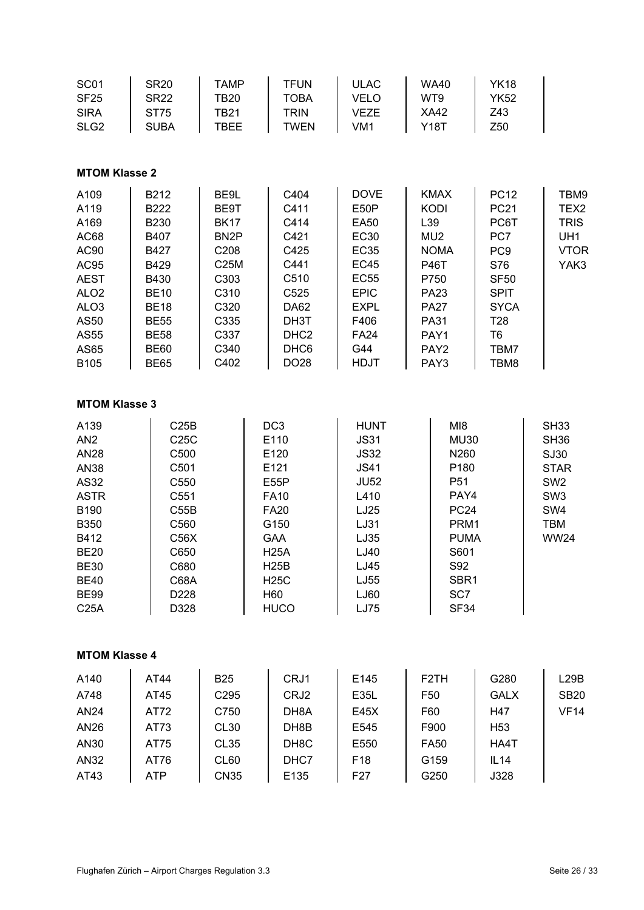| | | | | | | | |
|---|---|---|---|---|---|---|---|
| SC01 | SR20 | TAMP | TFUN | ULAC | WA40 | YK18 | |
| SF25 | SR22 | TB20 | TOBA | VELO | WT9 | YK52 | |
| SIRA | ST75 | TB21 | TRIN | VEZE | XA42 | Z43 | |
| SLG2 | SUBA | TBEE | TWEN | VM1 | Y18T | Z50 | |

**MTOM Klasse 2**

| | | | | | | | |
|---|---|---|---|---|---|---|---|
| A109 | B212 | BE9L | C404 | DOVE | KMAX | PC12 | TBM9 |
| A119 | B222 | BE9T | C411 | E50P | KODI | PC21 | TEX2 |
| A169 | B230 | BK17 | C414 | EA50 | L39 | PC6T | TRIS |
| AC68 | B407 | BN2P | C421 | EC30 | MU2 | PC7 | UH1 |
| AC90 | B427 | C208 | C425 | EC35 | NOMA | PC9 | VTOR |
| AC95 | B429 | C25M | C441 | EC45 | P46T | S76 | YAK3 |
| AEST | B430 | C303 | C510 | EC55 | P750 | SF50 | |
| ALO2 | BE10 | C310 | C525 | EPIC | PA23 | SPIT | |
| ALO3 | BE18 | C320 | DA62 | EXPL | PA27 | SYCA | |
| AS50 | BE55 | C335 | DH3T | F406 | PA31 | T28 | |
| AS55 | BE58 | C337 | DHC2 | FA24 | PAY1 | T6 | |
| AS65 | BE60 | C340 | DHC6 | G44 | PAY2 | TBM7 | |
| B105 | BE65 | C402 | DO28 | HDJT | PAY3 | TBM8 | |

**MTOM Klasse 3**

| | | | | | |
|---|---|---|---|---|---|
| A139 | C25B | DC3 | HUNT | MI8 | SH33 |
| AN2 | C25C | E110 | JS31 | MU30 | SH36 |
| AN28 | C500 | E120 | JS32 | N260 | SJ30 |
| AN38 | C501 | E121 | JS41 | P180 | STAR |
| AS32 | C550 | E55P | JU52 | P51 | SW2 |
| ASTR | C551 | FA10 | L410 | PAY4 | SW3 |
| B190 | C55B | FA20 | LJ25 | PC24 | SW4 |
| B350 | C560 | G150 | LJ31 | PRM1 | TBM |
| B412 | C56X | GAA | LJ35 | PUMA | WW24 |
| BE20 | C650 | H25A | LJ40 | S601 | |
| BE30 | C680 | H25B | LJ45 | S92 | |
| BE40 | C68A | H25C | LJ55 | SBR1 | |
| BE99 | D228 | H60 | LJ60 | SC7 | |
| C25A | D328 | HUCO | LJ75 | SF34 | |

**MTOM Klasse 4**

| | | | | | | | |
|---|---|---|---|---|---|---|---|
| A140 | AT44 | B25 | CRJ1 | E145 | F2TH | G280 | L29B |
| A748 | AT45 | C295 | CRJ2 | E35L | F50 | GALX | SB20 |
| AN24 | AT72 | C750 | DH8A | E45X | F60 | H47 | VF14 |
| AN26 | AT73 | CL30 | DH8B | E545 | F900 | H53 | |
| AN30 | AT75 | CL35 | DH8C | E550 | FA50 | HA4T | |
| AN32 | AT76 | CL60 | DHC7 | F18 | G159 | IL14 | |
| AT43 | ATP | CN35 | E135 | F27 | G250 | J328 | |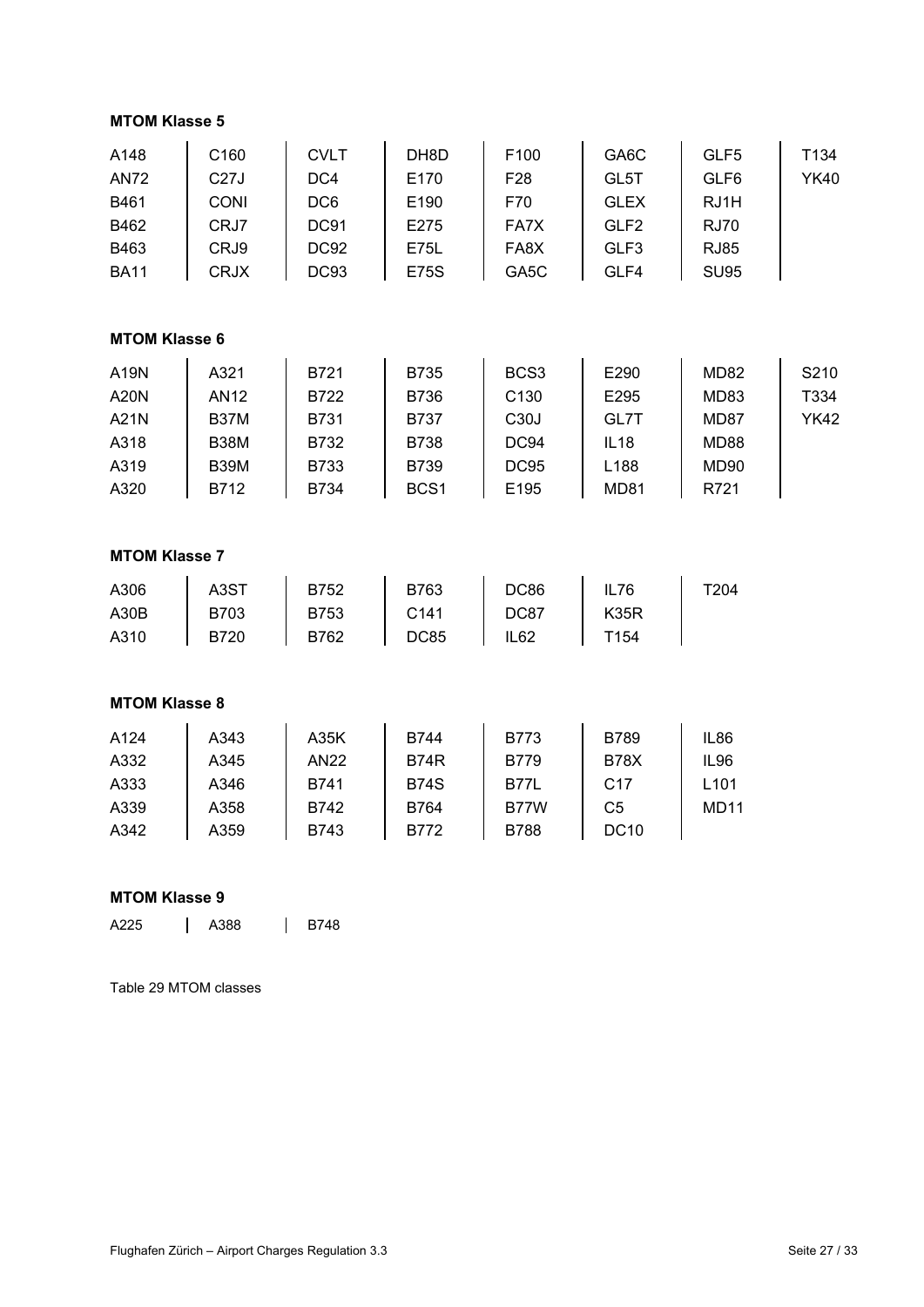**MTOM Klasse 5**

| | | | | | | | |
|---|---|---|---|---|---|---|---|
| A148 | C160 | CVLT | DH8D | F100 | GA6C | GLF5 | T134 |
| AN72 | C27J | DC4 | E170 | F28 | GL5T | GLF6 | YK40 |
| B461 | CONI | DC6 | E190 | F70 | GLEX | RJ1H | |
| B462 | CRJ7 | DC91 | E275 | FA7X | GLF2 | RJ70 | |
| B463 | CRJ9 | DC92 | E75L | FA8X | GLF3 | RJ85 | |
| BA11 | CRJX | DC93 | E75S | GA5C | GLF4 | SU95 | |

**MTOM Klasse 6**

| | | | | | | | |
|---|---|---|---|---|---|---|---|
| A19N | A321 | B721 | B735 | BCS3 | E290 | MD82 | S210 |
| A20N | AN12 | B722 | B736 | C130 | E295 | MD83 | T334 |
| A21N | B37M | B731 | B737 | C30J | GL7T | MD87 | YK42 |
| A318 | B38M | B732 | B738 | DC94 | IL18 | MD88 | |
| A319 | B39M | B733 | B739 | DC95 | L188 | MD90 | |
| A320 | B712 | B734 | BCS1 | E195 | MD81 | R721 | |

**MTOM Klasse 7**

| | | | | | | |
|---|---|---|---|---|---|---|
| A306 | A3ST | B752 | B763 | DC86 | IL76 | T204 |
| A30B | B703 | B753 | C141 | DC87 | K35R | |
| A310 | B720 | B762 | DC85 | IL62 | T154 | |

**MTOM Klasse 8**

| | | | | | | |
|---|---|---|---|---|---|---|
| A124 | A343 | A35K | B744 | B773 | B789 | IL86 |
| A332 | A345 | AN22 | B74R | B779 | B78X | IL96 |
| A333 | A346 | B741 | B74S | B77L | C17 | L101 |
| A339 | A358 | B742 | B764 | B77W | C5 | MD11 |
| A342 | A359 | B743 | B772 | B788 | DC10 | |

**MTOM Klasse 9**

| | | |
|---|---|---|
| A225 | A388 | B748 |

Table 29 MTOM classes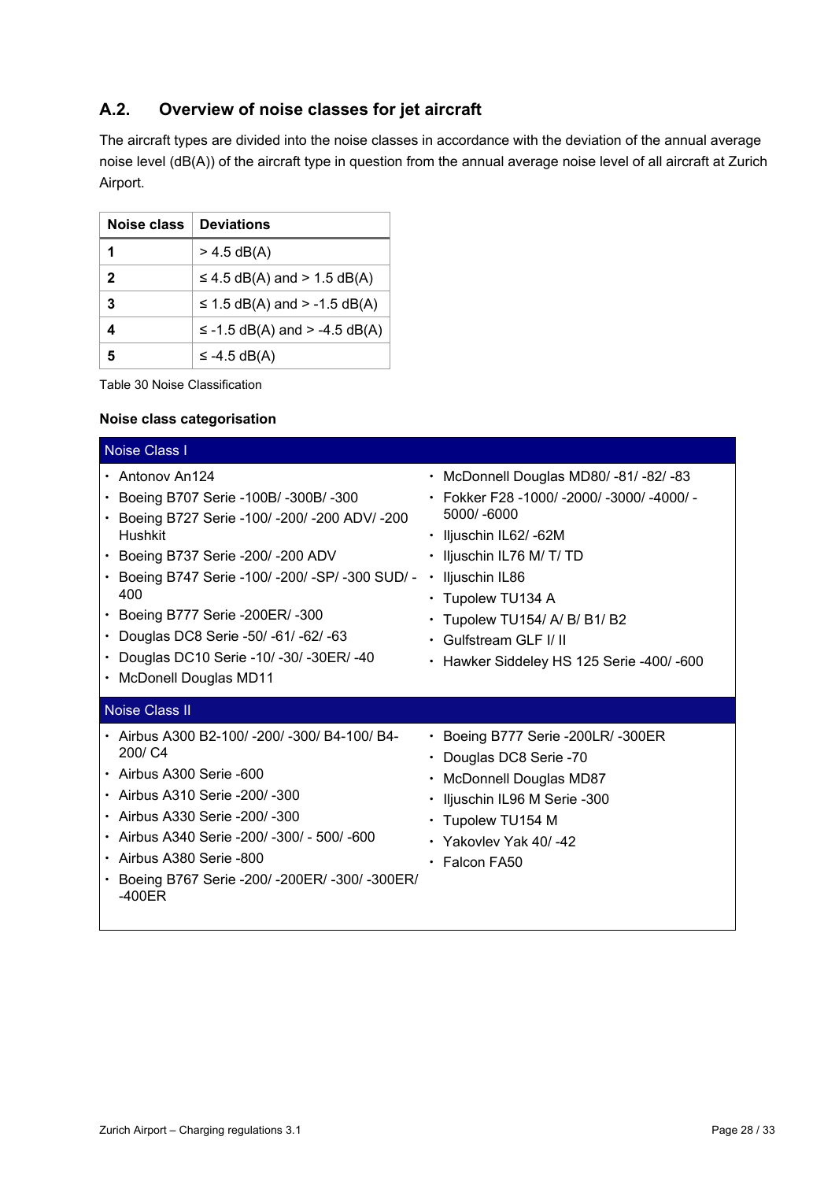## A.2. Overview of noise classes for jet aircraft

The aircraft types are divided into the noise classes in accordance with the deviation of the annual average noise level (dB(A)) of the aircraft type in question from the annual average noise level of all aircraft at Zurich Airport.

| Noise class | Deviations |
|---|---|
| **1** | > 4.5 dB(A) |
| **2** | ≤ 4.5 dB(A) and > 1.5 dB(A) |
| **3** | ≤ 1.5 dB(A) and > -1.5 dB(A) |
| **4** | ≤ -1.5 dB(A) and > -4.5 dB(A) |
| **5** | ≤ -4.5 dB(A) |

Table 30 Noise Classification

**Noise class categorisation**

**Noise Class I**

- Antonov An124
- Boeing B707 Serie -100B/ -300B/ -300
- Boeing B727 Serie -100/ -200/ -200 ADV/ -200 Hushkit
- Boeing B737 Serie -200/ -200 ADV
- Boeing B747 Serie -100/ -200/ -SP/ -300 SUD/ -400
- Boeing B777 Serie -200ER/ -300
- Douglas DC8 Serie -50/ -61/ -62/ -63
- Douglas DC10 Serie -10/ -30/ -30ER/ -40
- McDonell Douglas MD11
- McDonnell Douglas MD80/ -81/ -82/ -83
- Fokker F28 -1000/ -2000/ -3000/ -4000/ -5000/ -6000
- Iljuschin IL62/ -62M
- Iljuschin IL76 M/ T/ TD
- Iljuschin IL86
- Tupolew TU134 A
- Tupolew TU154/ A/ B/ B1/ B2
- Gulfstream GLF I/ II
- Hawker Siddeley HS 125 Serie -400/ -600

**Noise Class II**

- Airbus A300 B2-100/ -200/ -300/ B4-100/ B4-200/ C4
- Airbus A300 Serie -600
- Airbus A310 Serie -200/ -300
- Airbus A330 Serie -200/ -300
- Airbus A340 Serie -200/ -300/ - 500/ -600
- Airbus A380 Serie -800
- Boeing B767 Serie -200/ -200ER/ -300/ -300ER/ -400ER
- Boeing B777 Serie -200LR/ -300ER
- Douglas DC8 Serie -70
- McDonnell Douglas MD87
- Iljuschin IL96 M Serie -300
- Tupolew TU154 M
- Yakovlev Yak 40/ -42
- Falcon FA50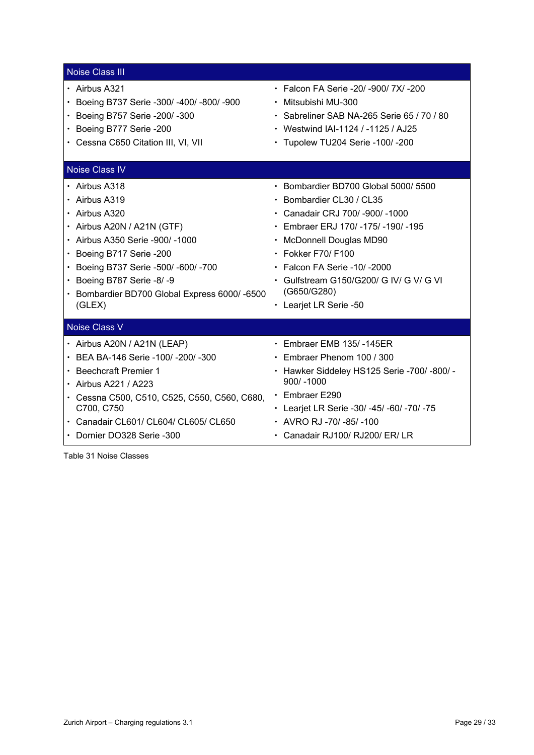| Noise Class III | |
|---|---|
| • Airbus A321<br>• Boeing B737 Serie -300/ -400/ -800/ -900<br>• Boeing B757 Serie -200/ -300<br>• Boeing B777 Serie -200<br>• Cessna C650 Citation III, VI, VII | • Falcon FA Serie -20/ -900/ 7X/ -200<br>• Mitsubishi MU-300<br>• Sabreliner SAB NA-265 Serie 65 / 70 / 80<br>• Westwind IAI-1124 / -1125 / AJ25<br>• Tupolew TU204 Serie -100/ -200 |
| **Noise Class IV** | |
| • Airbus A318<br>• Airbus A319<br>• Airbus A320<br>• Airbus A20N / A21N (GTF)<br>• Airbus A350 Serie -900/ -1000<br>• Boeing B717 Serie -200<br>• Boeing B737 Serie -500/ -600/ -700<br>• Boeing B787 Serie -8/ -9<br>• Bombardier BD700 Global Express 6000/ -6500 (GLEX) | • Bombardier BD700 Global 5000/ 5500<br>• Bombardier CL30 / CL35<br>• Canadair CRJ 700/ -900/ -1000<br>• Embraer ERJ 170/ -175/ -190/ -195<br>• McDonnell Douglas MD90<br>• Fokker F70/ F100<br>• Falcon FA Serie -10/ -2000<br>• Gulfstream G150/G200/ G IV/ G V/ G VI (G650/G280)<br>• Learjet LR Serie -50 |
| **Noise Class V** | |
| • Airbus A20N / A21N (LEAP)<br>• BEA BA-146 Serie -100/ -200/ -300<br>• Beechcraft Premier 1<br>• Airbus A221 / A223<br>• Cessna C500, C510, C525, C550, C560, C680, C700, C750<br>• Canadair CL601/ CL604/ CL605/ CL650<br>• Dornier DO328 Serie -300 | • Embraer EMB 135/ -145ER<br>• Embraer Phenom 100 / 300<br>• Hawker Siddeley HS125 Serie -700/ -800/ -900/ -1000<br>• Embraer E290<br>• Learjet LR Serie -30/ -45/ -60/ -70/ -75<br>• AVRO RJ -70/ -85/ -100<br>• Canadair RJ100/ RJ200/ ER/ LR |

Table 31 Noise Classes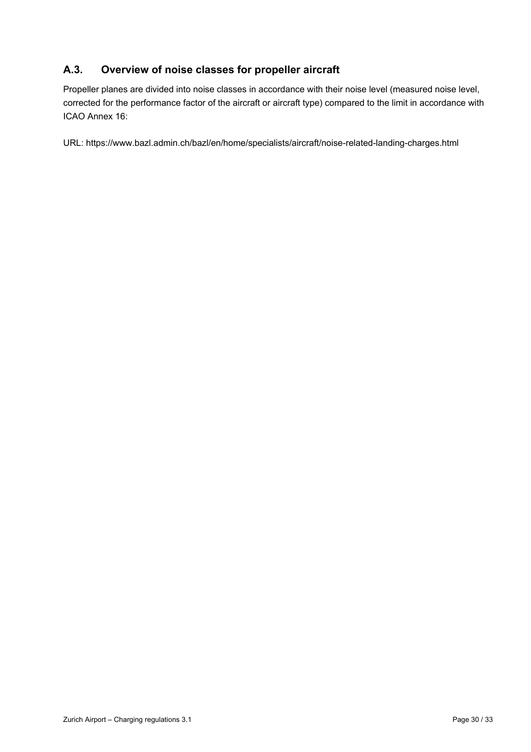## A.3. Overview of noise classes for propeller aircraft

Propeller planes are divided into noise classes in accordance with their noise level (measured noise level, corrected for the performance factor of the aircraft or aircraft type) compared to the limit in accordance with ICAO Annex 16:

URL: https://www.bazl.admin.ch/bazl/en/home/specialists/aircraft/noise-related-landing-charges.html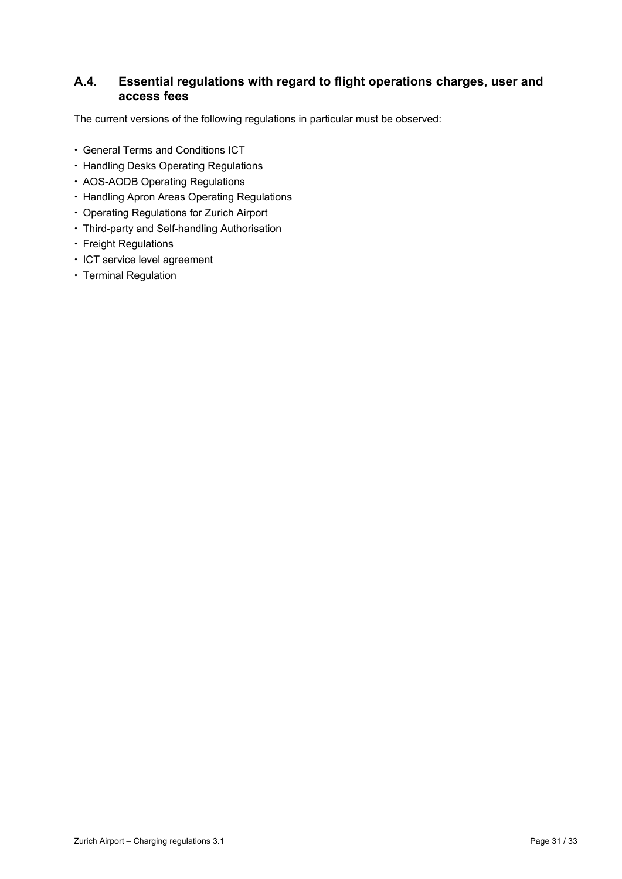## A.4. Essential regulations with regard to flight operations charges, user and access fees

The current versions of the following regulations in particular must be observed:

- General Terms and Conditions ICT
- Handling Desks Operating Regulations
- AOS-AODB Operating Regulations
- Handling Apron Areas Operating Regulations
- Operating Regulations for Zurich Airport
- Third-party and Self-handling Authorisation
- Freight Regulations
- ICT service level agreement
- Terminal Regulation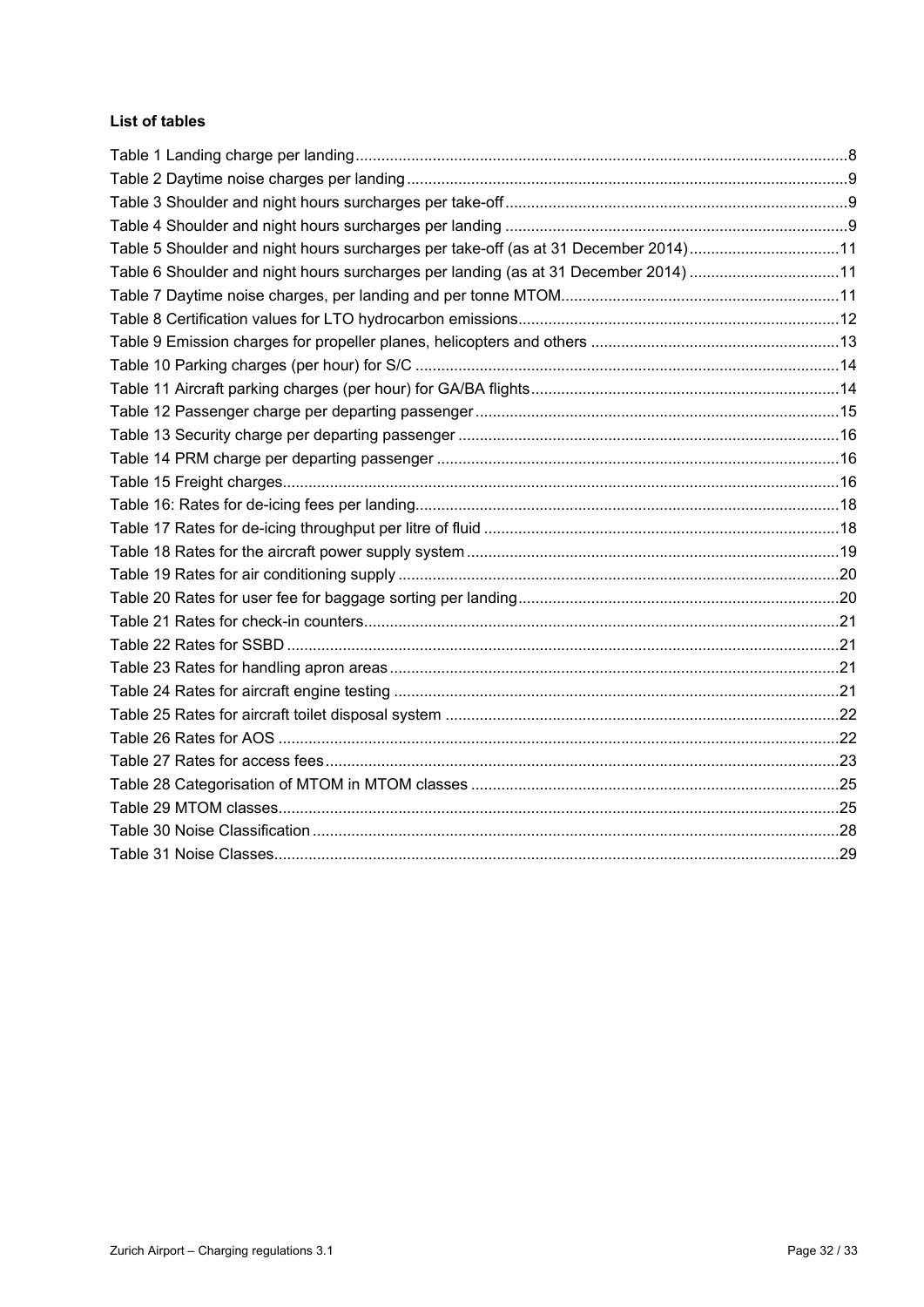**List of tables**

Table 1 Landing charge per landing ................................................................................................ 8
Table 2 Daytime noise charges per landing ..................................................................................... 9
Table 3 Shoulder and night hours surcharges per take-off ................................................................ 9
Table 4 Shoulder and night hours surcharges per landing ................................................................ 9
Table 5 Shoulder and night hours surcharges per take-off (as at 31 December 2014) ........................ 11
Table 6 Shoulder and night hours surcharges per landing (as at 31 December 2014) ......................... 11
Table 7 Daytime noise charges, per landing and per tonne MTOM ................................................... 11
Table 8 Certification values for LTO hydrocarbon emissions ............................................................ 12
Table 9 Emission charges for propeller planes, helicopters and others ............................................ 13
Table 10 Parking charges (per hour) for S/C ................................................................................... 14
Table 11 Aircraft parking charges (per hour) for GA/BA flights ......................................................... 14
Table 12 Passenger charge per departing passenger ...................................................................... 15
Table 13 Security charge per departing passenger ......................................................................... 16
Table 14 PRM charge per departing passenger .............................................................................. 16
Table 15 Freight charges .................................................................................................................. 16
Table 16: Rates for de-icing fees per landing ................................................................................... 18
Table 17 Rates for de-icing throughput per litre of fluid ................................................................... 18
Table 18 Rates for the aircraft power supply system ....................................................................... 19
Table 19 Rates for air conditioning supply ...................................................................................... 20
Table 20 Rates for user fee for baggage sorting per landing ............................................................ 20
Table 21 Rates for check-in counters .............................................................................................. 21
Table 22 Rates for SSBD ................................................................................................................ 21
Table 23 Rates for handling apron areas ......................................................................................... 21
Table 24 Rates for aircraft engine testing ........................................................................................ 21
Table 25 Rates for aircraft toilet disposal system ............................................................................ 22
Table 26 Rates for AOS .................................................................................................................. 22
Table 27 Rates for access fees ....................................................................................................... 23
Table 28 Categorisation of MTOM in MTOM classes ...................................................................... 25
Table 29 MTOM classes .................................................................................................................. 25
Table 30 Noise Classification .......................................................................................................... 28
Table 31 Noise Classes ................................................................................................................... 29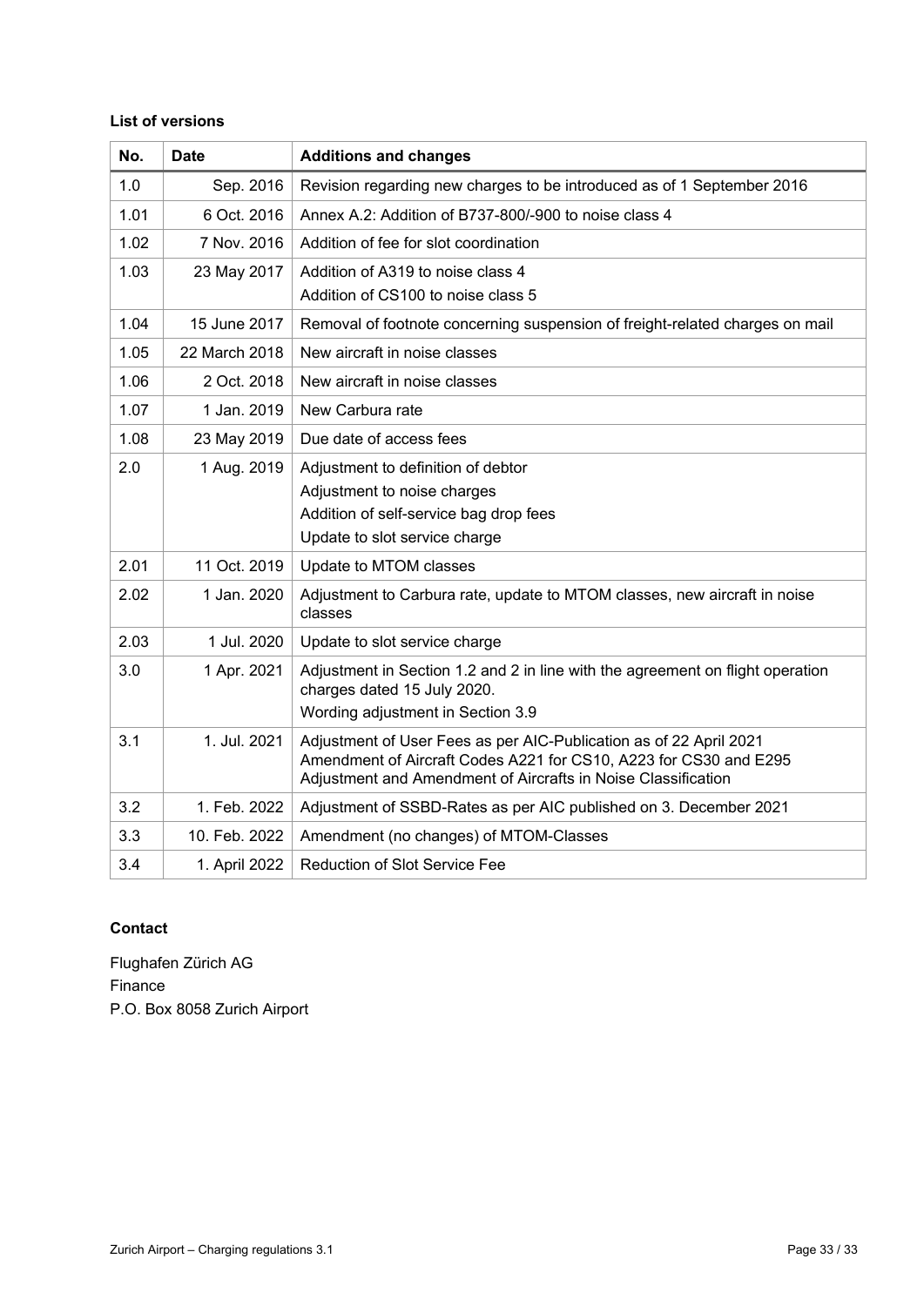**List of versions**

| No. | Date | Additions and changes |
|---|---|---|
| 1.0 | Sep. 2016 | Revision regarding new charges to be introduced as of 1 September 2016 |
| 1.01 | 6 Oct. 2016 | Annex A.2: Addition of B737-800/-900 to noise class 4 |
| 1.02 | 7 Nov. 2016 | Addition of fee for slot coordination |
| 1.03 | 23 May 2017 | Addition of A319 to noise class 4<br>Addition of CS100 to noise class 5 |
| 1.04 | 15 June 2017 | Removal of footnote concerning suspension of freight-related charges on mail |
| 1.05 | 22 March 2018 | New aircraft in noise classes |
| 1.06 | 2 Oct. 2018 | New aircraft in noise classes |
| 1.07 | 1 Jan. 2019 | New Carbura rate |
| 1.08 | 23 May 2019 | Due date of access fees |
| 2.0 | 1 Aug. 2019 | Adjustment to definition of debtor<br>Adjustment to noise charges<br>Addition of self-service bag drop fees<br>Update to slot service charge |
| 2.01 | 11 Oct. 2019 | Update to MTOM classes |
| 2.02 | 1 Jan. 2020 | Adjustment to Carbura rate, update to MTOM classes, new aircraft in noise classes |
| 2.03 | 1 Jul. 2020 | Update to slot service charge |
| 3.0 | 1 Apr. 2021 | Adjustment in Section 1.2 and 2 in line with the agreement on flight operation charges dated 15 July 2020.<br>Wording adjustment in Section 3.9 |
| 3.1 | 1. Jul. 2021 | Adjustment of User Fees as per AIC-Publication as of 22 April 2021<br>Amendment of Aircraft Codes A221 for CS10, A223 for CS30 and E295<br>Adjustment and Amendment of Aircrafts in Noise Classification |
| 3.2 | 1. Feb. 2022 | Adjustment of SSBD-Rates as per AIC published on 3. December 2021 |
| 3.3 | 10. Feb. 2022 | Amendment (no changes) of MTOM-Classes |
| 3.4 | 1. April 2022 | Reduction of Slot Service Fee |

**Contact**

Flughafen Zürich AG
Finance
P.O. Box 8058 Zurich Airport